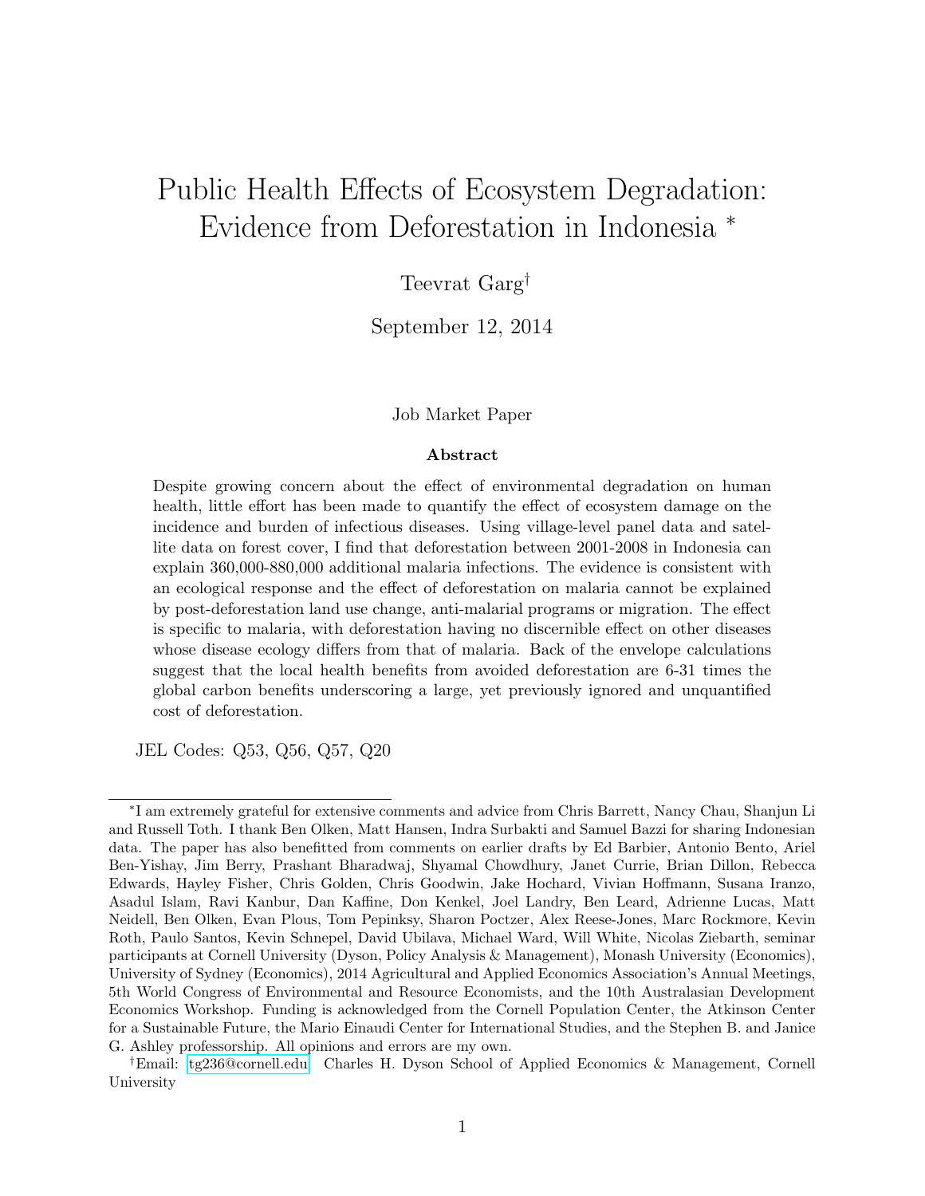# Public Health Effects of Ecosystem Degradation: Evidence from Deforestation in Indonesia *

Teevrat Garg†

September 12, 2014

Job Market Paper

## Abstract

Despite growing concern about the effect of environmental degradation on human health, little effort has been made to quantify the effect of ecosystem damage on the incidence and burden of infectious diseases. Using village-level panel data and satellite data on forest cover, I find that deforestation between 2001-2008 in Indonesia can explain 360,000-880,000 additional malaria infections. The evidence is consistent with an ecological response and the effect of deforestation on malaria cannot be explained by post-deforestation land use change, anti-malarial programs or migration. The effect is specific to malaria, with deforestation having no discernible effect on other diseases whose disease ecology differs from that of malaria. Back of the envelope calculations suggest that the local health benefits from avoided deforestation are 6-31 times the global carbon benefits underscoring a large, yet previously ignored and unquantified cost of deforestation.

JEL Codes: Q53, Q56, Q57, Q20

---

*I am extremely grateful for extensive comments and advice from Chris Barrett, Nancy Chau, Shanjun Li and Russell Toth. I thank Ben Olken, Matt Hansen, Indra Surbakti and Samuel Bazzi for sharing Indonesian data. The paper has also benefitted from comments on earlier drafts by Ed Barbier, Antonio Bento, Ariel Ben-Yishay, Jim Berry, Prashant Bharadwaj, Shyamal Chowdhury, Janet Currie, Brian Dillon, Rebecca Edwards, Hayley Fisher, Chris Golden, Chris Goodwin, Jake Hochard, Vivian Hoffmann, Susana Iranzo, Asadul Islam, Ravi Kanbur, Dan Kaffine, Don Kenkel, Joel Landry, Ben Leard, Adrienne Lucas, Matt Neidell, Ben Olken, Evan Plous, Tom Pepinksy, Sharon Poczter, Alex Reese-Jones, Marc Rockmore, Kevin Roth, Paulo Santos, Kevin Schnepel, David Ubilava, Michael Ward, Will White, Nicolas Ziebarth, seminar participants at Cornell University (Dyson, Policy Analysis & Management), Monash University (Economics), University of Sydney (Economics), 2014 Agricultural and Applied Economics Association's Annual Meetings, 5th World Congress of Environmental and Resource Economists, and the 10th Australasian Development Economics Workshop. Funding is acknowledged from the Cornell Population Center, the Atkinson Center for a Sustainable Future, the Mario Einaudi Center for International Studies, and the Stephen B. and Janice G. Ashley professorship. All opinions and errors are my own.

†Email: tg236@cornell.edu. Charles H. Dyson School of Applied Economics & Management, Cornell University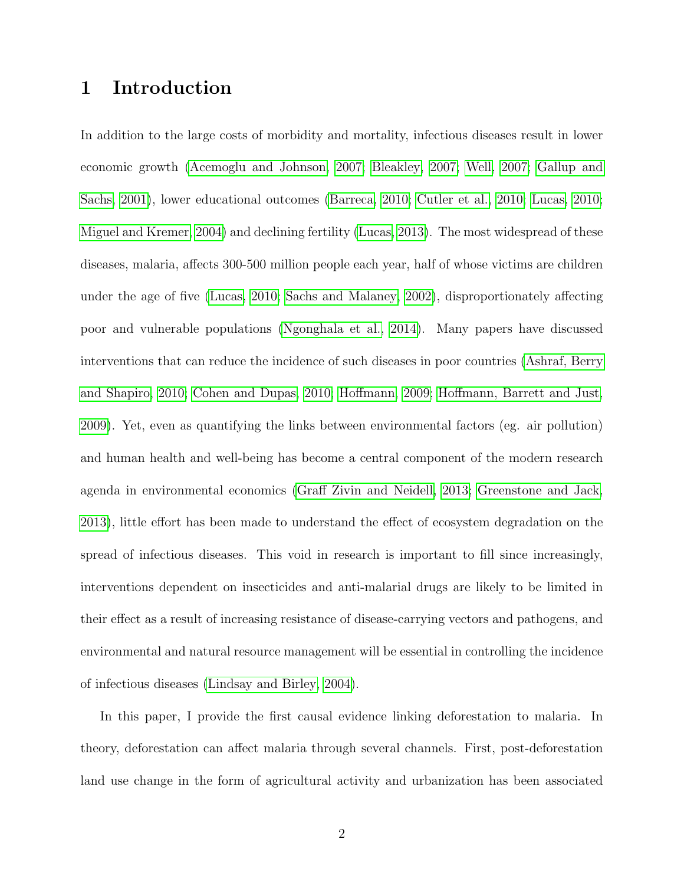# 1 Introduction

In addition to the large costs of morbidity and mortality, infectious diseases result in lower economic growth (Acemoglu and Johnson, 2007; Bleakley, 2007; Well, 2007; Gallup and Sachs, 2001), lower educational outcomes (Barreca, 2010; Cutler et al., 2010; Lucas, 2010; Miguel and Kremer, 2004) and declining fertility (Lucas, 2013). The most widespread of these diseases, malaria, affects 300-500 million people each year, half of whose victims are children under the age of five (Lucas, 2010; Sachs and Malaney, 2002), disproportionately affecting poor and vulnerable populations (Ngonghala et al., 2014). Many papers have discussed interventions that can reduce the incidence of such diseases in poor countries (Ashraf, Berry and Shapiro, 2010; Cohen and Dupas, 2010; Hoffmann, 2009; Hoffmann, Barrett and Just, 2009). Yet, even as quantifying the links between environmental factors (eg. air pollution) and human health and well-being has become a central component of the modern research agenda in environmental economics (Graff Zivin and Neidell, 2013; Greenstone and Jack, 2013), little effort has been made to understand the effect of ecosystem degradation on the spread of infectious diseases. This void in research is important to fill since increasingly, interventions dependent on insecticides and anti-malarial drugs are likely to be limited in their effect as a result of increasing resistance of disease-carrying vectors and pathogens, and environmental and natural resource management will be essential in controlling the incidence of infectious diseases (Lindsay and Birley, 2004).

In this paper, I provide the first causal evidence linking deforestation to malaria. In theory, deforestation can affect malaria through several channels. First, post-deforestation land use change in the form of agricultural activity and urbanization has been associated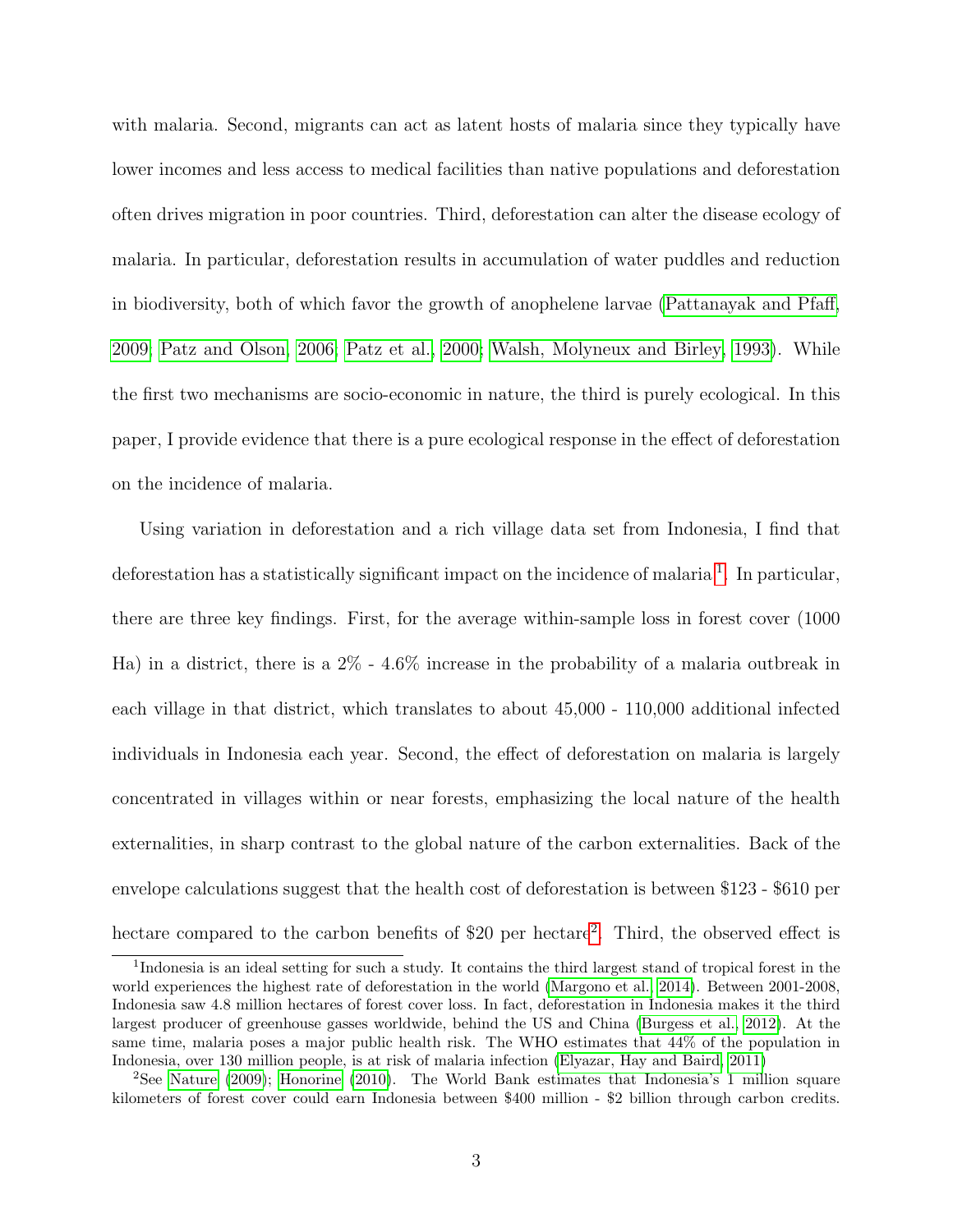with malaria. Second, migrants can act as latent hosts of malaria since they typically have lower incomes and less access to medical facilities than native populations and deforestation often drives migration in poor countries. Third, deforestation can alter the disease ecology of malaria. In particular, deforestation results in accumulation of water puddles and reduction in biodiversity, both of which favor the growth of anophelene larvae (Pattanayak and Pfaff, 2009; Patz and Olson, 2006; Patz et al., 2000; Walsh, Molyneux and Birley, 1993). While the first two mechanisms are socio-economic in nature, the third is purely ecological. In this paper, I provide evidence that there is a pure ecological response in the effect of deforestation on the incidence of malaria.

Using variation in deforestation and a rich village data set from Indonesia, I find that deforestation has a statistically significant impact on the incidence of malaria[1]. In particular, there are three key findings. First, for the average within-sample loss in forest cover (1000 Ha) in a district, there is a 2% - 4.6% increase in the probability of a malaria outbreak in each village in that district, which translates to about 45,000 - 110,000 additional infected individuals in Indonesia each year. Second, the effect of deforestation on malaria is largely concentrated in villages within or near forests, emphasizing the local nature of the health externalities, in sharp contrast to the global nature of the carbon externalities. Back of the envelope calculations suggest that the health cost of deforestation is between $123 - $610 per hectare compared to the carbon benefits of $20 per hectare[2]. Third, the observed effect is

[1] Indonesia is an ideal setting for such a study. It contains the third largest stand of tropical forest in the world experiences the highest rate of deforestation in the world (Margono et al., 2014). Between 2001-2008, Indonesia saw 4.8 million hectares of forest cover loss. In fact, deforestation in Indonesia makes it the third largest producer of greenhouse gasses worldwide, behind the US and China (Burgess et al., 2012). At the same time, malaria poses a major public health risk. The WHO estimates that 44% of the population in Indonesia, over 130 million people, is at risk of malaria infection (Elyazar, Hay and Baird, 2011)

[2] See Nature (2009); Honorine (2010). The World Bank estimates that Indonesia's 1 million square kilometers of forest cover could earn Indonesia between $400 million - $2 billion through carbon credits.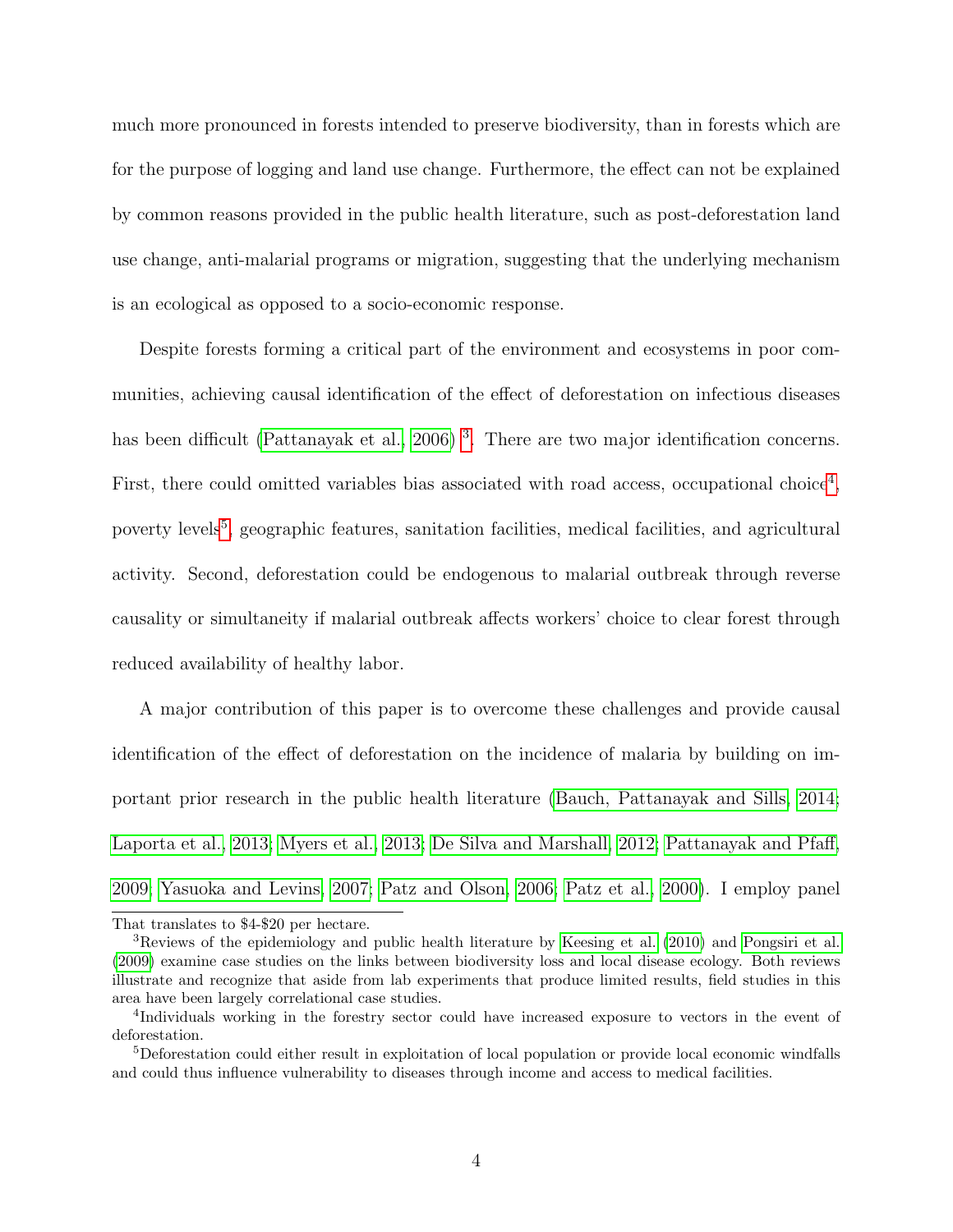much more pronounced in forests intended to preserve biodiversity, than in forests which are for the purpose of logging and land use change. Furthermore, the effect can not be explained by common reasons provided in the public health literature, such as post-deforestation land use change, anti-malarial programs or migration, suggesting that the underlying mechanism is an ecological as opposed to a socio-economic response.

Despite forests forming a critical part of the environment and ecosystems in poor communities, achieving causal identification of the effect of deforestation on infectious diseases has been difficult (Pattanayak et al., 2006) [3]. There are two major identification concerns. First, there could omitted variables bias associated with road access, occupational choice[4], poverty levels[5], geographic features, sanitation facilities, medical facilities, and agricultural activity. Second, deforestation could be endogenous to malarial outbreak through reverse causality or simultaneity if malarial outbreak affects workers' choice to clear forest through reduced availability of healthy labor.

A major contribution of this paper is to overcome these challenges and provide causal identification of the effect of deforestation on the incidence of malaria by building on important prior research in the public health literature (Bauch, Pattanayak and Sills, 2014; Laporta et al., 2013; Myers et al., 2013; De Silva and Marshall, 2012; Pattanayak and Pfaff, 2009; Yasuoka and Levins, 2007; Patz and Olson, 2006; Patz et al., 2000). I employ panel

---

That translates to $4-$20 per hectare.

[3]Reviews of the epidemiology and public health literature by Keesing et al. (2010) and Pongsiri et al. (2009) examine case studies on the links between biodiversity loss and local disease ecology. Both reviews illustrate and recognize that aside from lab experiments that produce limited results, field studies in this area have been largely correlational case studies.

[4]Individuals working in the forestry sector could have increased exposure to vectors in the event of deforestation.

[5]Deforestation could either result in exploitation of local population or provide local economic windfalls and could thus influence vulnerability to diseases through income and access to medical facilities.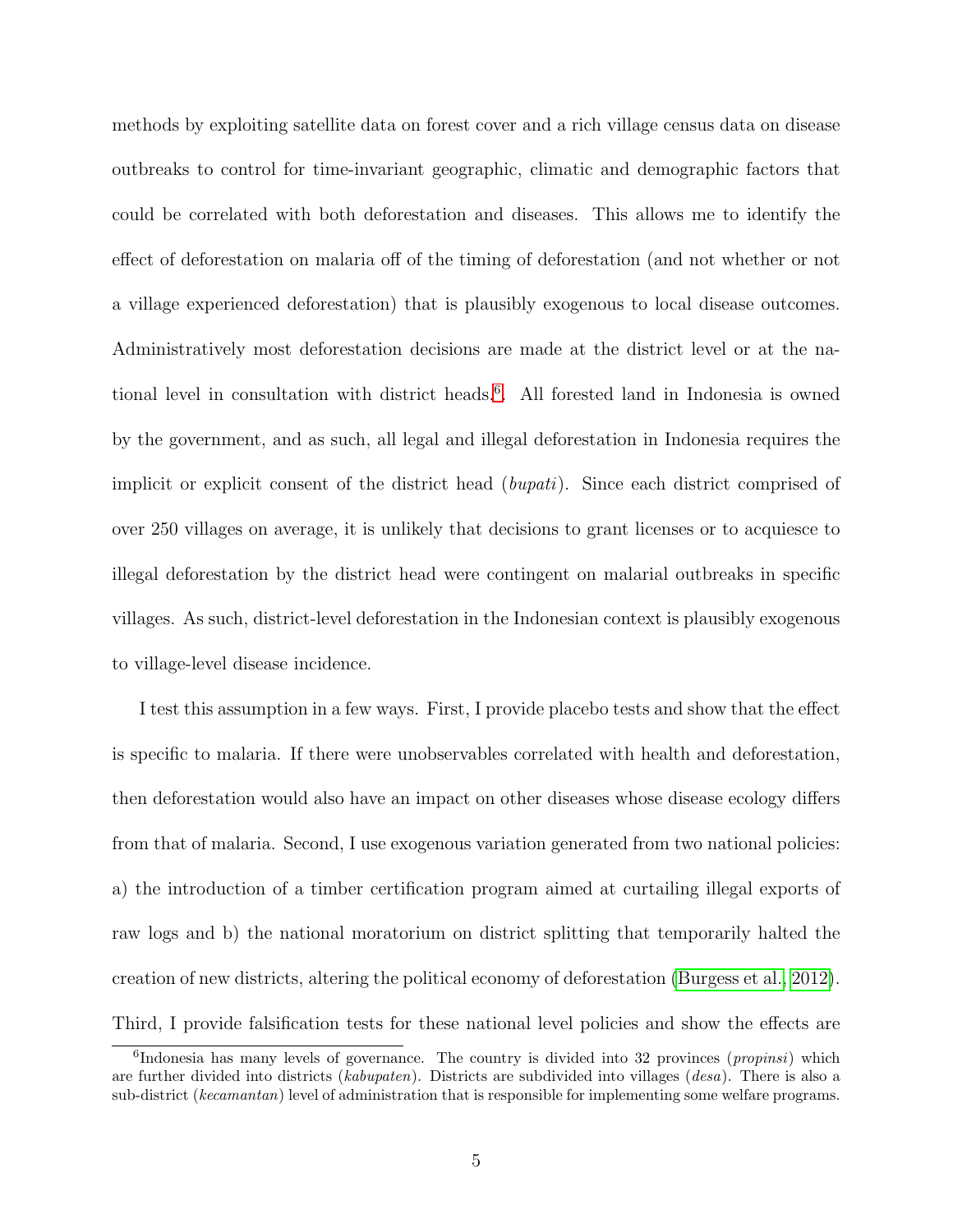methods by exploiting satellite data on forest cover and a rich village census data on disease outbreaks to control for time-invariant geographic, climatic and demographic factors that could be correlated with both deforestation and diseases. This allows me to identify the effect of deforestation on malaria off of the timing of deforestation (and not whether or not a village experienced deforestation) that is plausibly exogenous to local disease outcomes. Administratively most deforestation decisions are made at the district level or at the national level in consultation with district heads.[6]. All forested land in Indonesia is owned by the government, and as such, all legal and illegal deforestation in Indonesia requires the implicit or explicit consent of the district head (*bupati*). Since each district comprised of over 250 villages on average, it is unlikely that decisions to grant licenses or to acquiesce to illegal deforestation by the district head were contingent on malarial outbreaks in specific villages. As such, district-level deforestation in the Indonesian context is plausibly exogenous to village-level disease incidence.

I test this assumption in a few ways. First, I provide placebo tests and show that the effect is specific to malaria. If there were unobservables correlated with health and deforestation, then deforestation would also have an impact on other diseases whose disease ecology differs from that of malaria. Second, I use exogenous variation generated from two national policies: a) the introduction of a timber certification program aimed at curtailing illegal exports of raw logs and b) the national moratorium on district splitting that temporarily halted the creation of new districts, altering the political economy of deforestation (Burgess et al., 2012). Third, I provide falsification tests for these national level policies and show the effects are

[6] Indonesia has many levels of governance. The country is divided into 32 provinces (*propinsi*) which are further divided into districts (*kabupaten*). Districts are subdivided into villages (*desa*). There is also a sub-district (*kecamantan*) level of administration that is responsible for implementing some welfare programs.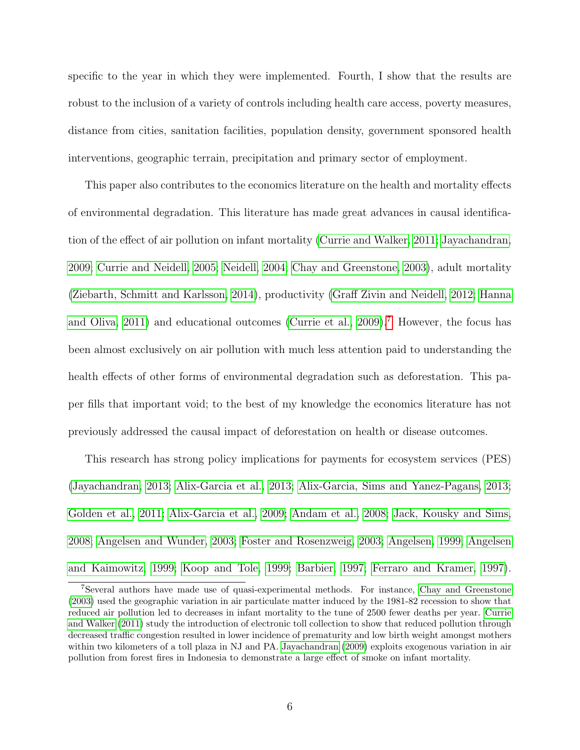specific to the year in which they were implemented. Fourth, I show that the results are robust to the inclusion of a variety of controls including health care access, poverty measures, distance from cities, sanitation facilities, population density, government sponsored health interventions, geographic terrain, precipitation and primary sector of employment.

This paper also contributes to the economics literature on the health and mortality effects of environmental degradation. This literature has made great advances in causal identification of the effect of air pollution on infant mortality (Currie and Walker, 2011; Jayachandran, 2009; Currie and Neidell, 2005; Neidell, 2004; Chay and Greenstone, 2003), adult mortality (Ziebarth, Schmitt and Karlsson, 2014), productivity (Graff Zivin and Neidell, 2012; Hanna and Oliva, 2011) and educational outcomes (Currie et al., 2009).[7] However, the focus has been almost exclusively on air pollution with much less attention paid to understanding the health effects of other forms of environmental degradation such as deforestation. This paper fills that important void; to the best of my knowledge the economics literature has not previously addressed the causal impact of deforestation on health or disease outcomes.

This research has strong policy implications for payments for ecosystem services (PES) (Jayachandran, 2013; Alix-Garcia et al., 2013; Alix-Garcia, Sims and Yanez-Pagans, 2013; Golden et al., 2011; Alix-Garcia et al., 2009; Andam et al., 2008; Jack, Kousky and Sims, 2008; Angelsen and Wunder, 2003; Foster and Rosenzweig, 2003; Angelsen, 1999; Angelsen and Kaimowitz, 1999; Koop and Tole, 1999; Barbier, 1997; Ferraro and Kramer, 1997).

[7]Several authors have made use of quasi-experimental methods. For instance, Chay and Greenstone (2003) used the geographic variation in air particulate matter induced by the 1981-82 recession to show that reduced air pollution led to decreases in infant mortality to the tune of 2500 fewer deaths per year. Currie and Walker (2011) study the introduction of electronic toll collection to show that reduced pollution through decreased traffic congestion resulted in lower incidence of prematurity and low birth weight amongst mothers within two kilometers of a toll plaza in NJ and PA. Jayachandran (2009) exploits exogenous variation in air pollution from forest fires in Indonesia to demonstrate a large effect of smoke on infant mortality.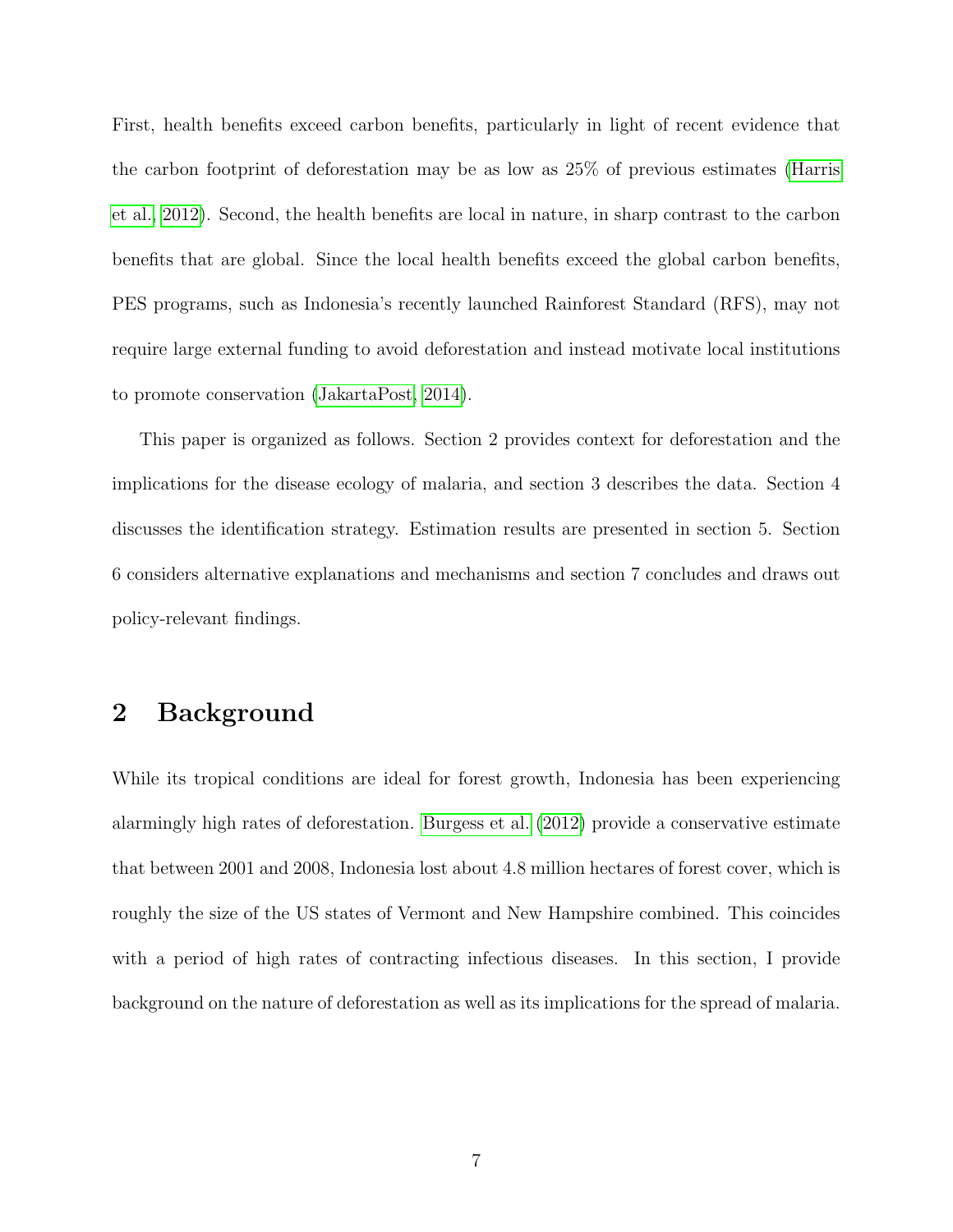First, health benefits exceed carbon benefits, particularly in light of recent evidence that the carbon footprint of deforestation may be as low as 25% of previous estimates (Harris et al., 2012). Second, the health benefits are local in nature, in sharp contrast to the carbon benefits that are global. Since the local health benefits exceed the global carbon benefits, PES programs, such as Indonesia's recently launched Rainforest Standard (RFS), may not require large external funding to avoid deforestation and instead motivate local institutions to promote conservation (JakartaPost, 2014).

This paper is organized as follows. Section 2 provides context for deforestation and the implications for the disease ecology of malaria, and section 3 describes the data. Section 4 discusses the identification strategy. Estimation results are presented in section 5. Section 6 considers alternative explanations and mechanisms and section 7 concludes and draws out policy-relevant findings.

## 2 Background

While its tropical conditions are ideal for forest growth, Indonesia has been experiencing alarmingly high rates of deforestation. Burgess et al. (2012) provide a conservative estimate that between 2001 and 2008, Indonesia lost about 4.8 million hectares of forest cover, which is roughly the size of the US states of Vermont and New Hampshire combined. This coincides with a period of high rates of contracting infectious diseases. In this section, I provide background on the nature of deforestation as well as its implications for the spread of malaria.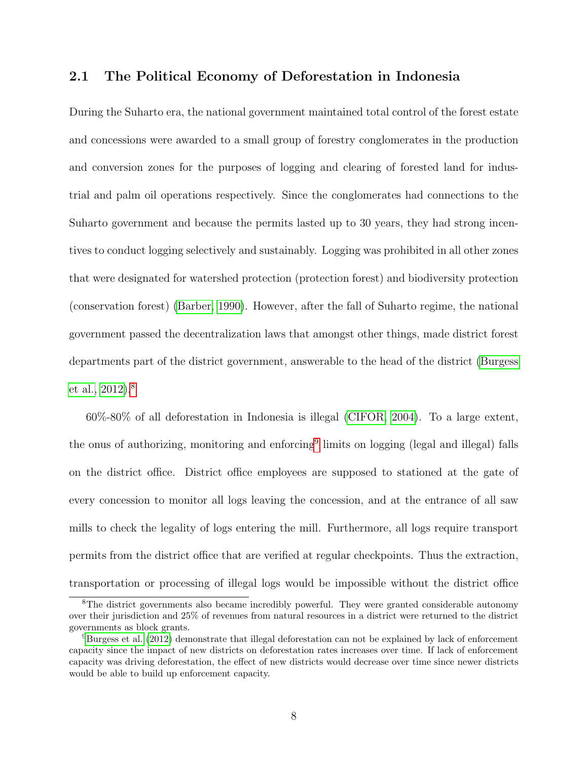### 2.1 The Political Economy of Deforestation in Indonesia

During the Suharto era, the national government maintained total control of the forest estate and concessions were awarded to a small group of forestry conglomerates in the production and conversion zones for the purposes of logging and clearing of forested land for industrial and palm oil operations respectively. Since the conglomerates had connections to the Suharto government and because the permits lasted up to 30 years, they had strong incentives to conduct logging selectively and sustainably. Logging was prohibited in all other zones that were designated for watershed protection (protection forest) and biodiversity protection (conservation forest) (Barber, 1990). However, after the fall of Suharto regime, the national government passed the decentralization laws that amongst other things, made district forest departments part of the district government, answerable to the head of the district (Burgess et al., 2012).[8]

60%-80% of all deforestation in Indonesia is illegal (CIFOR, 2004). To a large extent, the onus of authorizing, monitoring and enforcing[9] limits on logging (legal and illegal) falls on the district office. District office employees are supposed to stationed at the gate of every concession to monitor all logs leaving the concession, and at the entrance of all saw mills to check the legality of logs entering the mill. Furthermore, all logs require transport permits from the district office that are verified at regular checkpoints. Thus the extraction, transportation or processing of illegal logs would be impossible without the district office

[8] The district governments also became incredibly powerful. They were granted considerable autonomy over their jurisdiction and 25% of revenues from natural resources in a district were returned to the district governments as block grants.

[9] Burgess et al. (2012) demonstrate that illegal deforestation can not be explained by lack of enforcement capacity since the impact of new districts on deforestation rates increases over time. If lack of enforcement capacity was driving deforestation, the effect of new districts would decrease over time since newer districts would be able to build up enforcement capacity.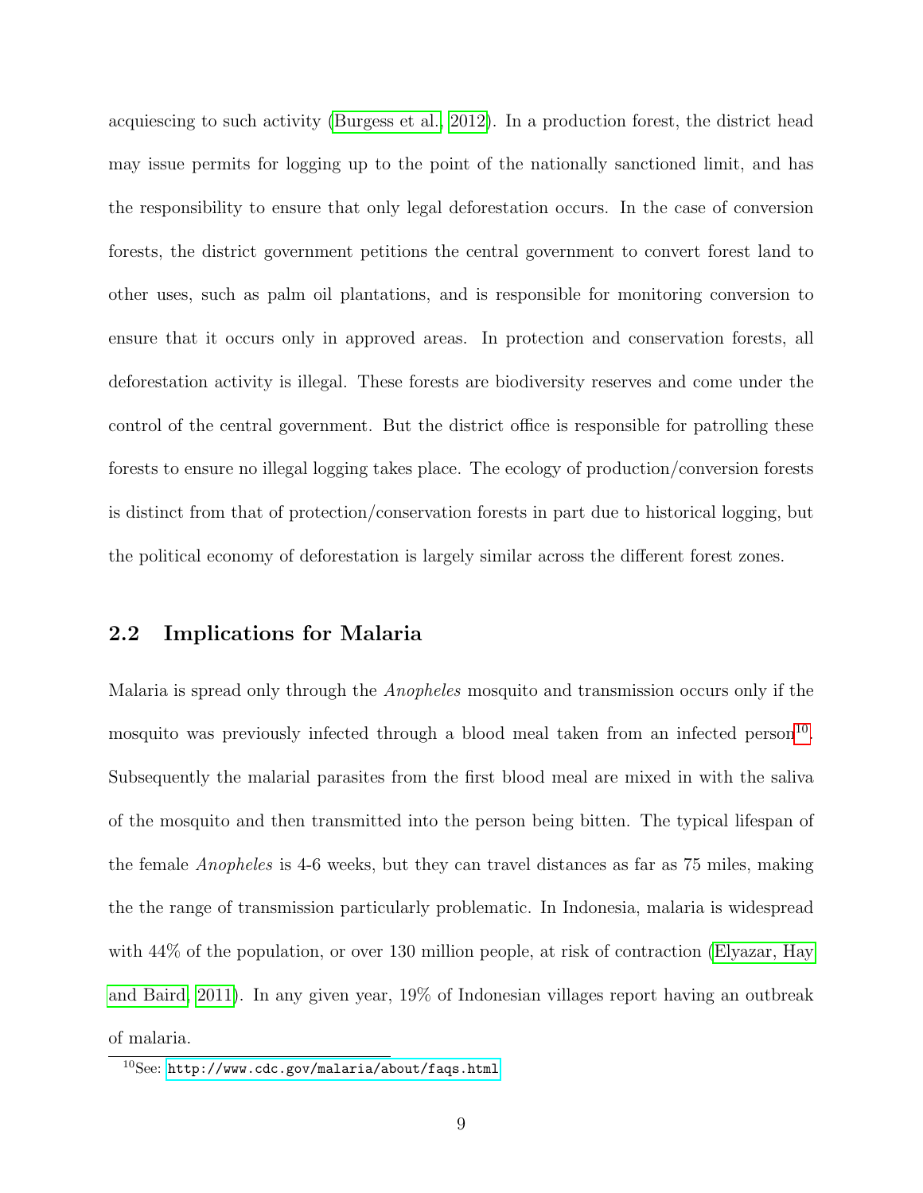acquiescing to such activity (Burgess et al., 2012). In a production forest, the district head may issue permits for logging up to the point of the nationally sanctioned limit, and has the responsibility to ensure that only legal deforestation occurs. In the case of conversion forests, the district government petitions the central government to convert forest land to other uses, such as palm oil plantations, and is responsible for monitoring conversion to ensure that it occurs only in approved areas. In protection and conservation forests, all deforestation activity is illegal. These forests are biodiversity reserves and come under the control of the central government. But the district office is responsible for patrolling these forests to ensure no illegal logging takes place. The ecology of production/conversion forests is distinct from that of protection/conservation forests in part due to historical logging, but the political economy of deforestation is largely similar across the different forest zones.

### 2.2 Implications for Malaria

Malaria is spread only through the *Anopheles* mosquito and transmission occurs only if the mosquito was previously infected through a blood meal taken from an infected person[10]. Subsequently the malarial parasites from the first blood meal are mixed in with the saliva of the mosquito and then transmitted into the person being bitten. The typical lifespan of the female *Anopheles* is 4-6 weeks, but they can travel distances as far as 75 miles, making the the range of transmission particularly problematic. In Indonesia, malaria is widespread with 44% of the population, or over 130 million people, at risk of contraction (Elyazar, Hay and Baird, 2011). In any given year, 19% of Indonesian villages report having an outbreak of malaria.

[10] See: http://www.cdc.gov/malaria/about/faqs.html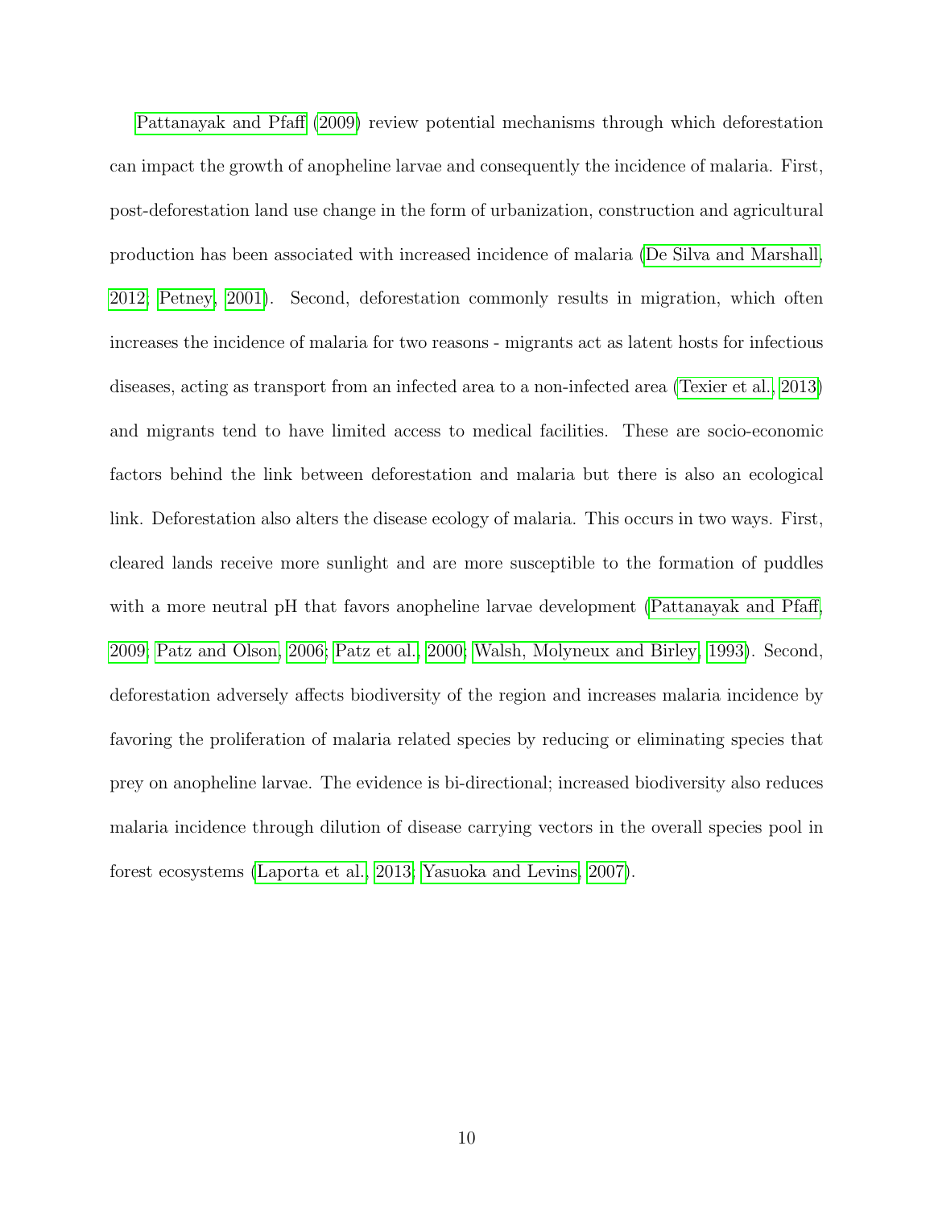Pattanayak and Pfaff (2009) review potential mechanisms through which deforestation can impact the growth of anopheline larvae and consequently the incidence of malaria. First, post-deforestation land use change in the form of urbanization, construction and agricultural production has been associated with increased incidence of malaria (De Silva and Marshall, 2012; Petney, 2001). Second, deforestation commonly results in migration, which often increases the incidence of malaria for two reasons - migrants act as latent hosts for infectious diseases, acting as transport from an infected area to a non-infected area (Texier et al., 2013) and migrants tend to have limited access to medical facilities. These are socio-economic factors behind the link between deforestation and malaria but there is also an ecological link. Deforestation also alters the disease ecology of malaria. This occurs in two ways. First, cleared lands receive more sunlight and are more susceptible to the formation of puddles with a more neutral pH that favors anopheline larvae development (Pattanayak and Pfaff, 2009; Patz and Olson, 2006; Patz et al., 2000; Walsh, Molyneux and Birley, 1993). Second, deforestation adversely affects biodiversity of the region and increases malaria incidence by favoring the proliferation of malaria related species by reducing or eliminating species that prey on anopheline larvae. The evidence is bi-directional; increased biodiversity also reduces malaria incidence through dilution of disease carrying vectors in the overall species pool in forest ecosystems (Laporta et al., 2013; Yasuoka and Levins, 2007).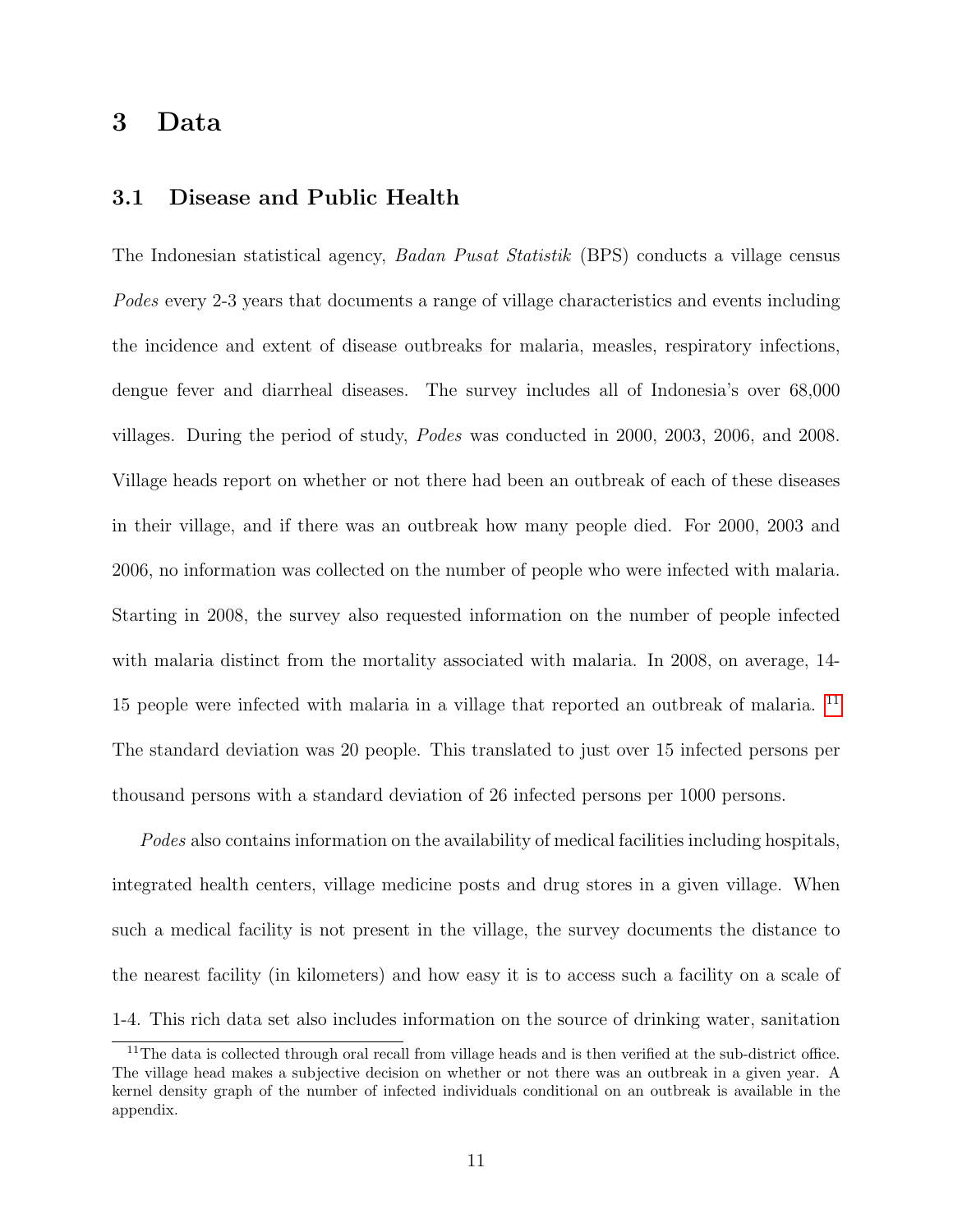# 3 Data

## 3.1 Disease and Public Health

The Indonesian statistical agency, *Badan Pusat Statistik* (BPS) conducts a village census *Podes* every 2-3 years that documents a range of village characteristics and events including the incidence and extent of disease outbreaks for malaria, measles, respiratory infections, dengue fever and diarrheal diseases. The survey includes all of Indonesia's over 68,000 villages. During the period of study, *Podes* was conducted in 2000, 2003, 2006, and 2008. Village heads report on whether or not there had been an outbreak of each of these diseases in their village, and if there was an outbreak how many people died. For 2000, 2003 and 2006, no information was collected on the number of people who were infected with malaria. Starting in 2008, the survey also requested information on the number of people infected with malaria distinct from the mortality associated with malaria. In 2008, on average, 14-15 people were infected with malaria in a village that reported an outbreak of malaria. [11] The standard deviation was 20 people. This translated to just over 15 infected persons per thousand persons with a standard deviation of 26 infected persons per 1000 persons.

*Podes* also contains information on the availability of medical facilities including hospitals, integrated health centers, village medicine posts and drug stores in a given village. When such a medical facility is not present in the village, the survey documents the distance to the nearest facility (in kilometers) and how easy it is to access such a facility on a scale of 1-4. This rich data set also includes information on the source of drinking water, sanitation

[11] The data is collected through oral recall from village heads and is then verified at the sub-district office. The village head makes a subjective decision on whether or not there was an outbreak in a given year. A kernel density graph of the number of infected individuals conditional on an outbreak is available in the appendix.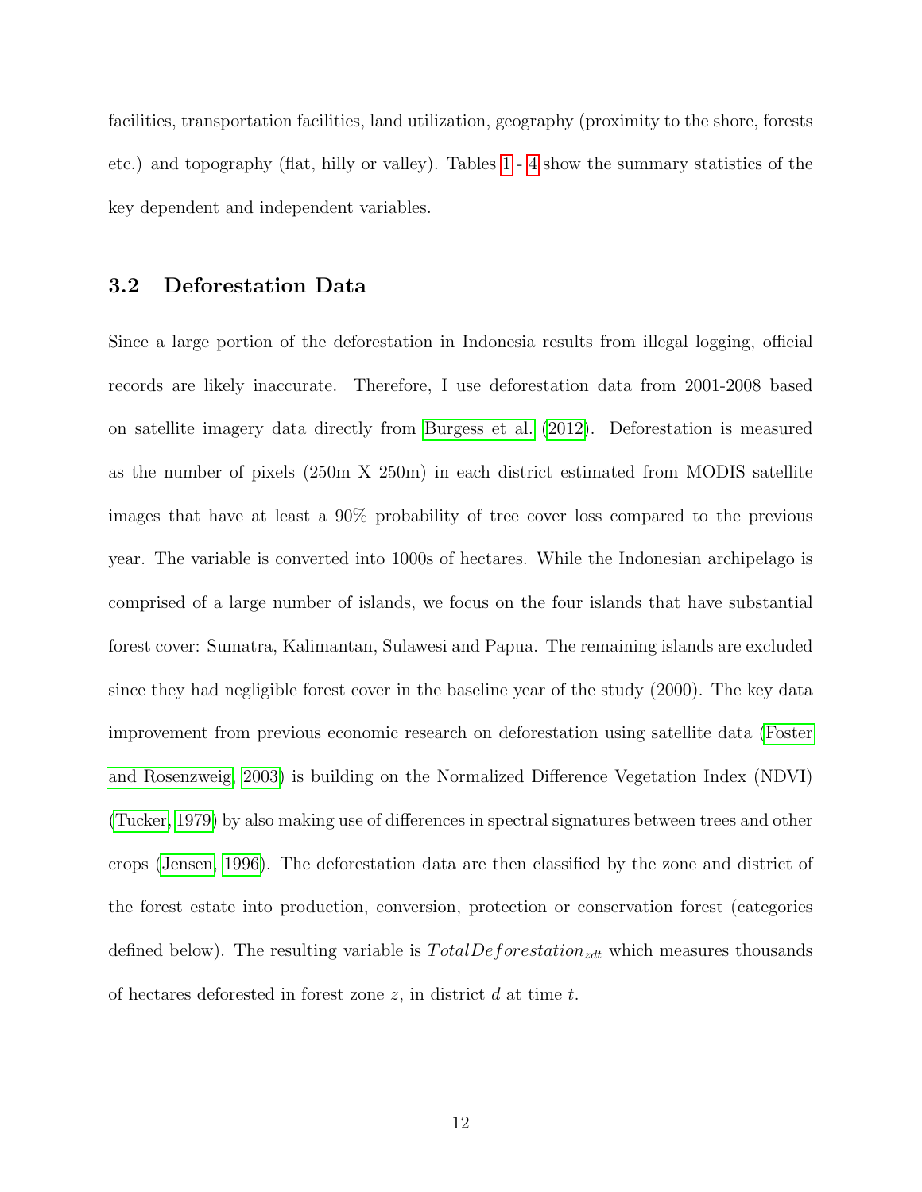facilities, transportation facilities, land utilization, geography (proximity to the shore, forests etc.) and topography (flat, hilly or valley). Tables 1 - 4 show the summary statistics of the key dependent and independent variables.

## 3.2 Deforestation Data

Since a large portion of the deforestation in Indonesia results from illegal logging, official records are likely inaccurate. Therefore, I use deforestation data from 2001-2008 based on satellite imagery data directly from Burgess et al. (2012). Deforestation is measured as the number of pixels (250m X 250m) in each district estimated from MODIS satellite images that have at least a 90% probability of tree cover loss compared to the previous year. The variable is converted into 1000s of hectares. While the Indonesian archipelago is comprised of a large number of islands, we focus on the four islands that have substantial forest cover: Sumatra, Kalimantan, Sulawesi and Papua. The remaining islands are excluded since they had negligible forest cover in the baseline year of the study (2000). The key data improvement from previous economic research on deforestation using satellite data (Foster and Rosenzweig, 2003) is building on the Normalized Difference Vegetation Index (NDVI) (Tucker, 1979) by also making use of differences in spectral signatures between trees and other crops (Jensen, 1996). The deforestation data are then classified by the zone and district of the forest estate into production, conversion, protection or conservation forest (categories defined below). The resulting variable is $TotalDeforestation_{zdt}$ which measures thousands of hectares deforested in forest zone $z$, in district $d$ at time $t$.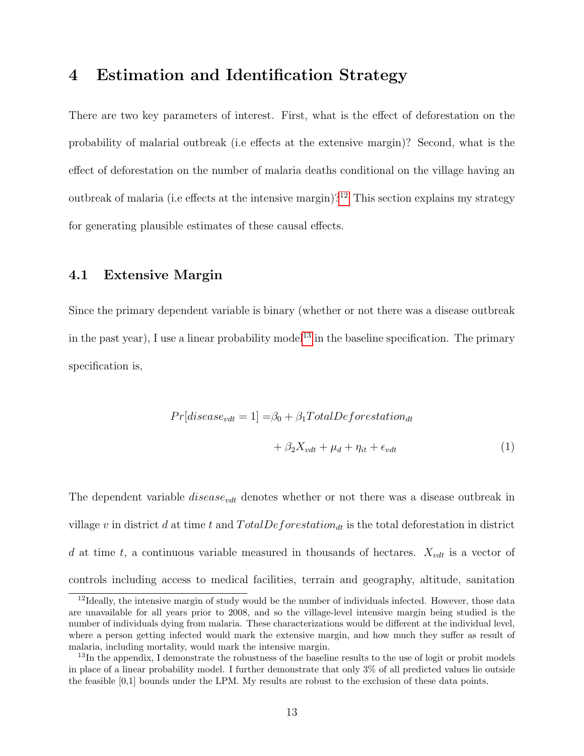# 4 Estimation and Identification Strategy

There are two key parameters of interest. First, what is the effect of deforestation on the probability of malarial outbreak (i.e effects at the extensive margin)? Second, what is the effect of deforestation on the number of malaria deaths conditional on the village having an outbreak of malaria (i.e effects at the intensive margin)?[12] This section explains my strategy for generating plausible estimates of these causal effects.

## 4.1 Extensive Margin

Since the primary dependent variable is binary (whether or not there was a disease outbreak in the past year), I use a linear probability model[13] in the baseline specification. The primary specification is,

$$
\begin{aligned}
Pr[disease_{vdt} = 1] =& \beta_0 + \beta_1 TotalDeforestation_{dt} \\
&+ \beta_2 X_{vdt} + \mu_d + \eta_{it} + \epsilon_{vdt} \qquad (1)
\end{aligned}
$$

The dependent variable $disease_{vdt}$ denotes whether or not there was a disease outbreak in village $v$ in district $d$ at time $t$ and $TotalDeforestation_{dt}$ is the total deforestation in district $d$ at time $t$, a continuous variable measured in thousands of hectares. $X_{vdt}$ is a vector of controls including access to medical facilities, terrain and geography, altitude, sanitation

[12] Ideally, the intensive margin of study would be the number of individuals infected. However, those data are unavailable for all years prior to 2008, and so the village-level intensive margin being studied is the number of individuals dying from malaria. These characterizations would be different at the individual level, where a person getting infected would mark the extensive margin, and how much they suffer as result of malaria, including mortality, would mark the intensive margin.

[13] In the appendix, I demonstrate the robustness of the baseline results to the use of logit or probit models in place of a linear probability model. I further demonstrate that only 3% of all predicted values lie outside the feasible [0,1] bounds under the LPM. My results are robust to the exclusion of these data points.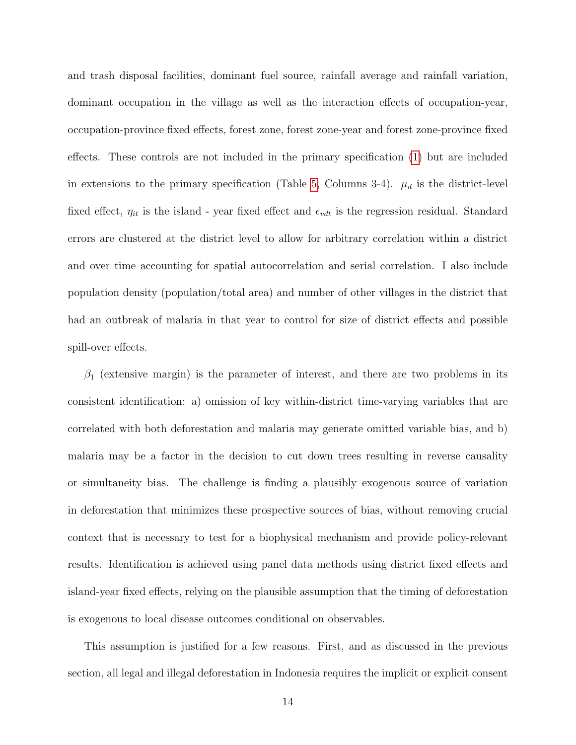and trash disposal facilities, dominant fuel source, rainfall average and rainfall variation, dominant occupation in the village as well as the interaction effects of occupation-year, occupation-province fixed effects, forest zone, forest zone-year and forest zone-province fixed effects. These controls are not included in the primary specification (1) but are included in extensions to the primary specification (Table 5, Columns 3-4). $\mu_d$ is the district-level fixed effect, $\eta_{it}$ is the island - year fixed effect and $\epsilon_{vdt}$ is the regression residual. Standard errors are clustered at the district level to allow for arbitrary correlation within a district and over time accounting for spatial autocorrelation and serial correlation. I also include population density (population/total area) and number of other villages in the district that had an outbreak of malaria in that year to control for size of district effects and possible spill-over effects.

$\beta_1$ (extensive margin) is the parameter of interest, and there are two problems in its consistent identification: a) omission of key within-district time-varying variables that are correlated with both deforestation and malaria may generate omitted variable bias, and b) malaria may be a factor in the decision to cut down trees resulting in reverse causality or simultaneity bias. The challenge is finding a plausibly exogenous source of variation in deforestation that minimizes these prospective sources of bias, without removing crucial context that is necessary to test for a biophysical mechanism and provide policy-relevant results. Identification is achieved using panel data methods using district fixed effects and island-year fixed effects, relying on the plausible assumption that the timing of deforestation is exogenous to local disease outcomes conditional on observables.

This assumption is justified for a few reasons. First, and as discussed in the previous section, all legal and illegal deforestation in Indonesia requires the implicit or explicit consent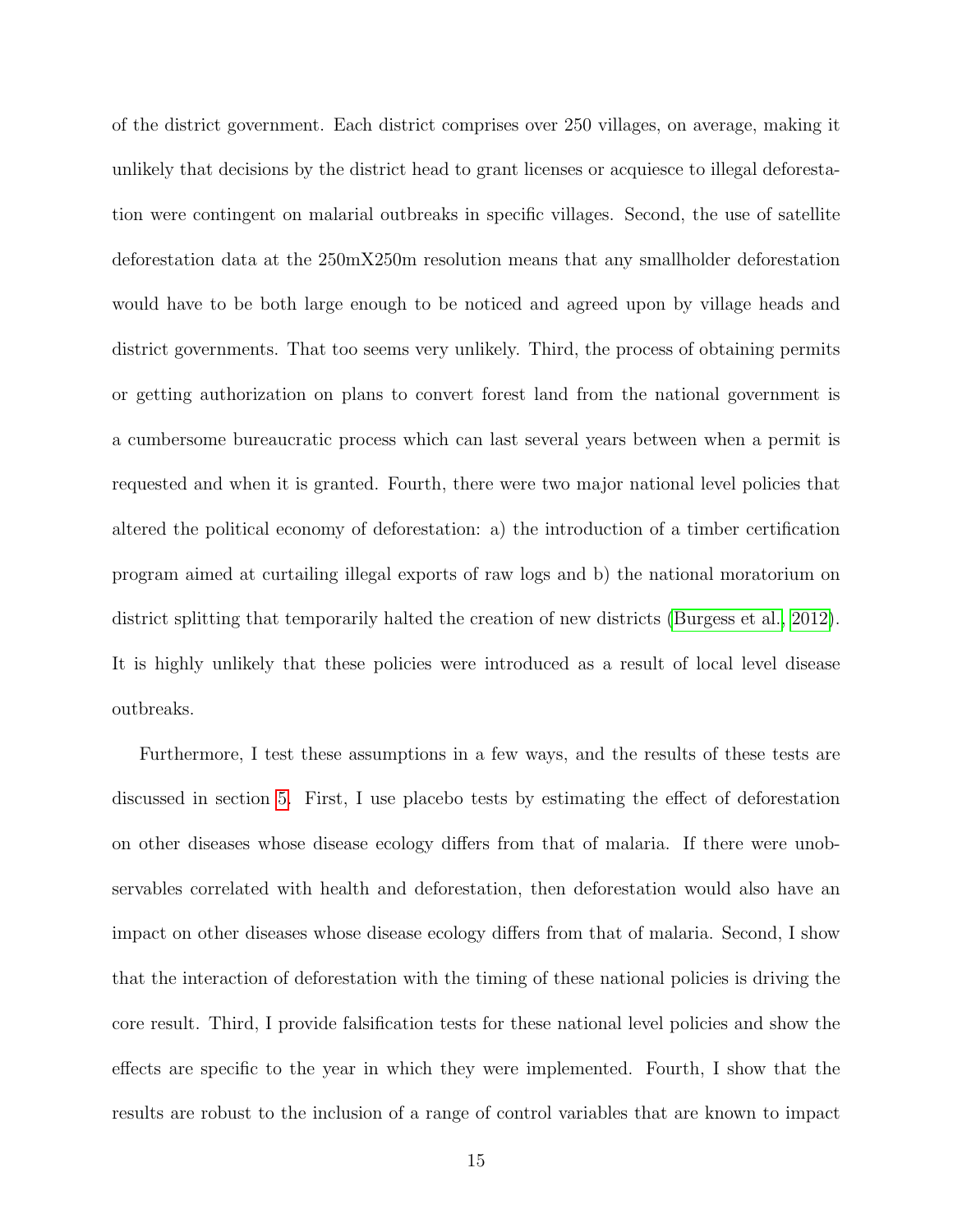of the district government. Each district comprises over 250 villages, on average, making it unlikely that decisions by the district head to grant licenses or acquiesce to illegal deforestation were contingent on malarial outbreaks in specific villages. Second, the use of satellite deforestation data at the 250mX250m resolution means that any smallholder deforestation would have to be both large enough to be noticed and agreed upon by village heads and district governments. That too seems very unlikely. Third, the process of obtaining permits or getting authorization on plans to convert forest land from the national government is a cumbersome bureaucratic process which can last several years between when a permit is requested and when it is granted. Fourth, there were two major national level policies that altered the political economy of deforestation: a) the introduction of a timber certification program aimed at curtailing illegal exports of raw logs and b) the national moratorium on district splitting that temporarily halted the creation of new districts (Burgess et al., 2012). It is highly unlikely that these policies were introduced as a result of local level disease outbreaks.

Furthermore, I test these assumptions in a few ways, and the results of these tests are discussed in section 5. First, I use placebo tests by estimating the effect of deforestation on other diseases whose disease ecology differs from that of malaria. If there were unobservables correlated with health and deforestation, then deforestation would also have an impact on other diseases whose disease ecology differs from that of malaria. Second, I show that the interaction of deforestation with the timing of these national policies is driving the core result. Third, I provide falsification tests for these national level policies and show the effects are specific to the year in which they were implemented. Fourth, I show that the results are robust to the inclusion of a range of control variables that are known to impact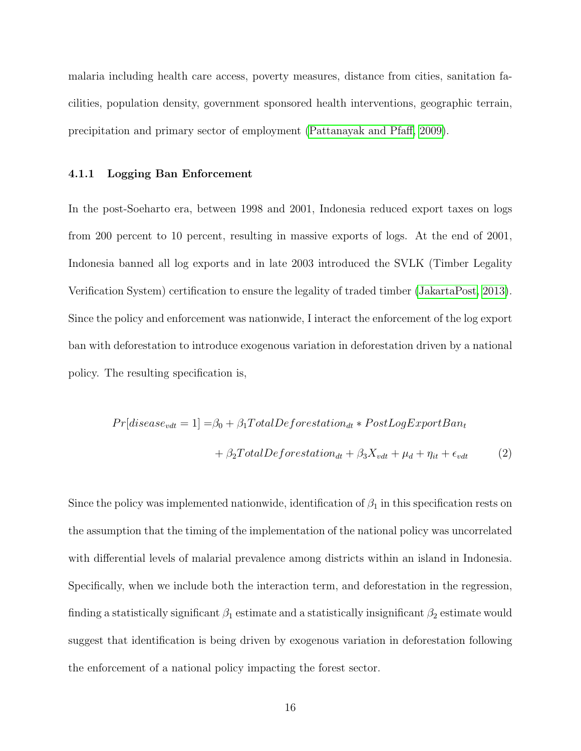malaria including health care access, poverty measures, distance from cities, sanitation facilities, population density, government sponsored health interventions, geographic terrain, precipitation and primary sector of employment (Pattanayak and Pfaff, 2009).

#### 4.1.1 Logging Ban Enforcement

In the post-Soeharto era, between 1998 and 2001, Indonesia reduced export taxes on logs from 200 percent to 10 percent, resulting in massive exports of logs. At the end of 2001, Indonesia banned all log exports and in late 2003 introduced the SVLK (Timber Legality Verification System) certification to ensure the legality of traded timber (JakartaPost, 2013). Since the policy and enforcement was nationwide, I interact the enforcement of the log export ban with deforestation to introduce exogenous variation in deforestation driven by a national policy. The resulting specification is,

$$
\begin{aligned}
Pr[disease_{vdt} = 1] = & \beta_0 + \beta_1 TotalDeforestation_{dt} * PostLogExportBan_t \\
& + \beta_2 TotalDeforestation_{dt} + \beta_3 X_{vdt} + \mu_d + \eta_{it} + \epsilon_{vdt}
\end{aligned} \tag{2}
$$

Since the policy was implemented nationwide, identification of $\beta_1$ in this specification rests on the assumption that the timing of the implementation of the national policy was uncorrelated with differential levels of malarial prevalence among districts within an island in Indonesia. Specifically, when we include both the interaction term, and deforestation in the regression, finding a statistically significant $\beta_1$ estimate and a statistically insignificant $\beta_2$ estimate would suggest that identification is being driven by exogenous variation in deforestation following the enforcement of a national policy impacting the forest sector.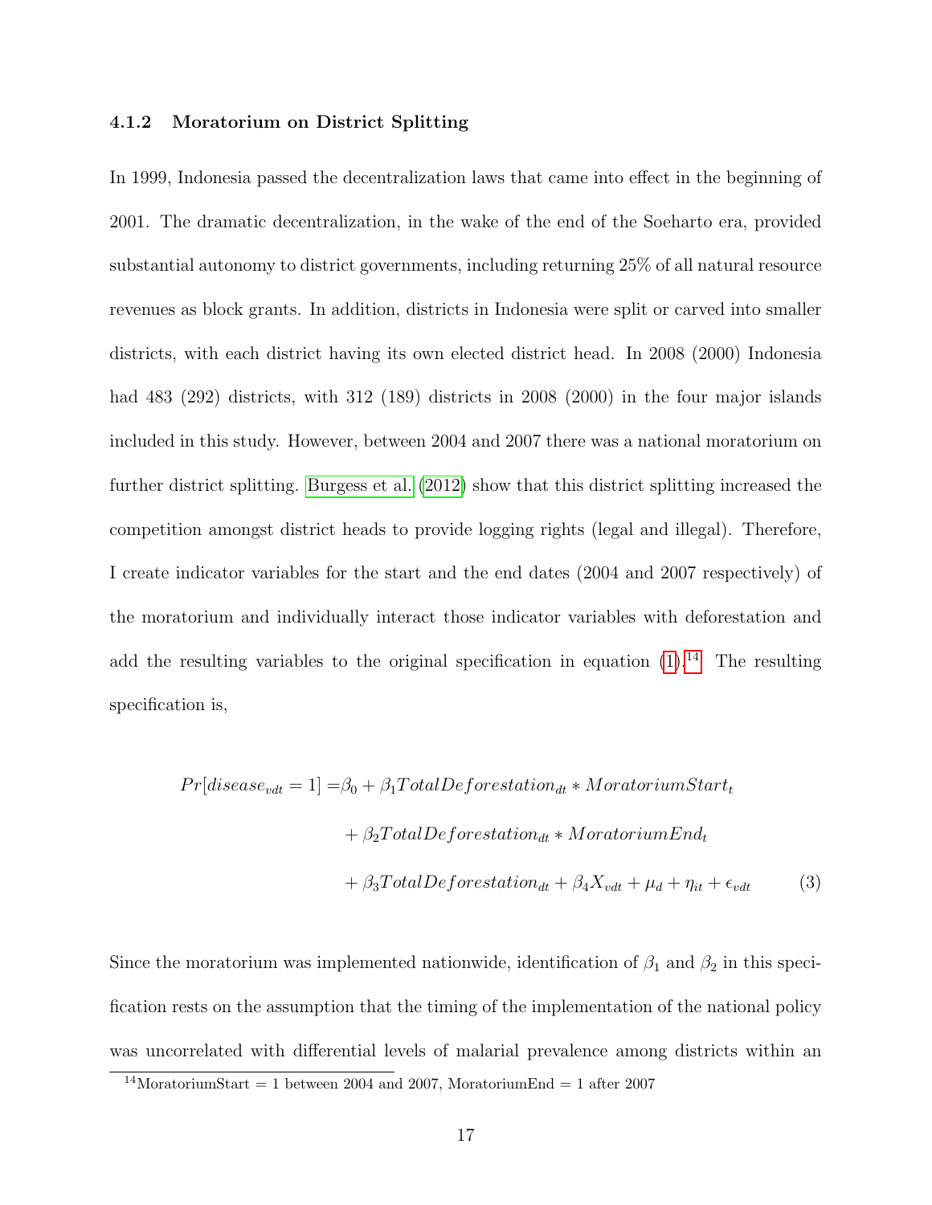#### 4.1.2 Moratorium on District Splitting

In 1999, Indonesia passed the decentralization laws that came into effect in the beginning of 2001. The dramatic decentralization, in the wake of the end of the Soeharto era, provided substantial autonomy to district governments, including returning 25% of all natural resource revenues as block grants. In addition, districts in Indonesia were split or carved into smaller districts, with each district having its own elected district head. In 2008 (2000) Indonesia had 483 (292) districts, with 312 (189) districts in 2008 (2000) in the four major islands included in this study. However, between 2004 and 2007 there was a national moratorium on further district splitting. Burgess et al. (2012) show that this district splitting increased the competition amongst district heads to provide logging rights (legal and illegal). Therefore, I create indicator variables for the start and the end dates (2004 and 2007 respectively) of the moratorium and individually interact those indicator variables with deforestation and add the resulting variables to the original specification in equation (1).[14] The resulting specification is,

$$
\begin{aligned}
Pr[disease_{vdt} = 1] = & \beta_0 + \beta_1 TotalDeforestation_{dt} * MoratoriumStart_t \\
& + \beta_2 TotalDeforestation_{dt} * MoratoriumEnd_t \\
& + \beta_3 TotalDeforestation_{dt} + \beta_4 X_{vdt} + \mu_d + \eta_{it} + \epsilon_{vdt} \qquad (3)
\end{aligned}
$$

Since the moratorium was implemented nationwide, identification of $\beta_1$ and $\beta_2$ in this specification rests on the assumption that the timing of the implementation of the national policy was uncorrelated with differential levels of malarial prevalence among districts within an

[14] MoratoriumStart = 1 between 2004 and 2007, MoratoriumEnd = 1 after 2007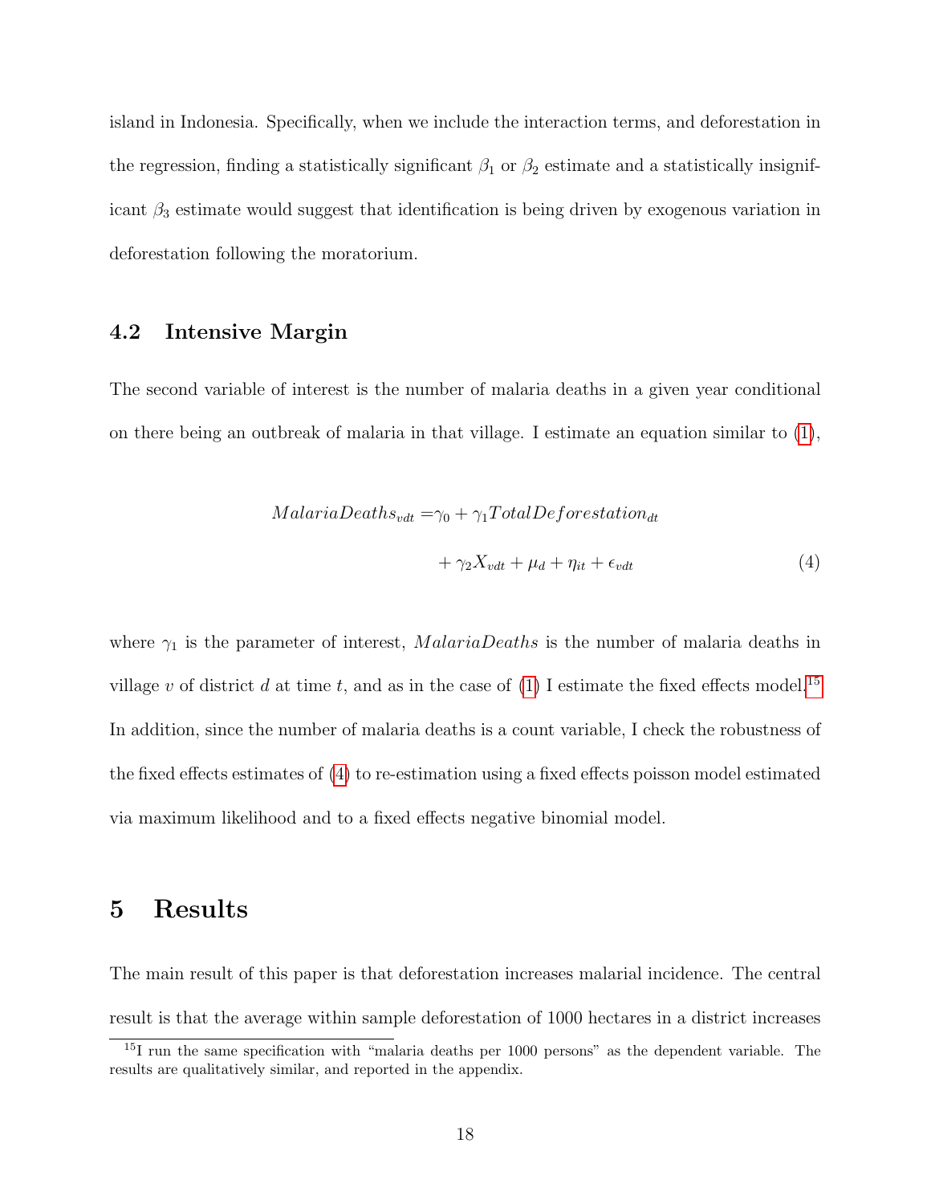island in Indonesia. Specifically, when we include the interaction terms, and deforestation in the regression, finding a statistically significant $\beta_1$ or $\beta_2$ estimate and a statistically insignificant $\beta_3$ estimate would suggest that identification is being driven by exogenous variation in deforestation following the moratorium.

### 4.2 Intensive Margin

The second variable of interest is the number of malaria deaths in a given year conditional on there being an outbreak of malaria in that village. I estimate an equation similar to (1),

$$
\begin{aligned}
MalariaDeaths_{vdt} = &\gamma_0 + \gamma_1 TotalDeforestation_{dt} \\
&+ \gamma_2 X_{vdt} + \mu_d + \eta_{it} + \epsilon_{vdt}
\end{aligned} \tag{4}
$$

where $\gamma_1$ is the parameter of interest, $MalariaDeaths$ is the number of malaria deaths in village $v$ of district $d$ at time $t$, and as in the case of (1) I estimate the fixed effects model.[15] In addition, since the number of malaria deaths is a count variable, I check the robustness of the fixed effects estimates of (4) to re-estimation using a fixed effects poisson model estimated via maximum likelihood and to a fixed effects negative binomial model.

## 5 Results

The main result of this paper is that deforestation increases malarial incidence. The central result is that the average within sample deforestation of 1000 hectares in a district increases

[15] I run the same specification with "malaria deaths per 1000 persons" as the dependent variable. The results are qualitatively similar, and reported in the appendix.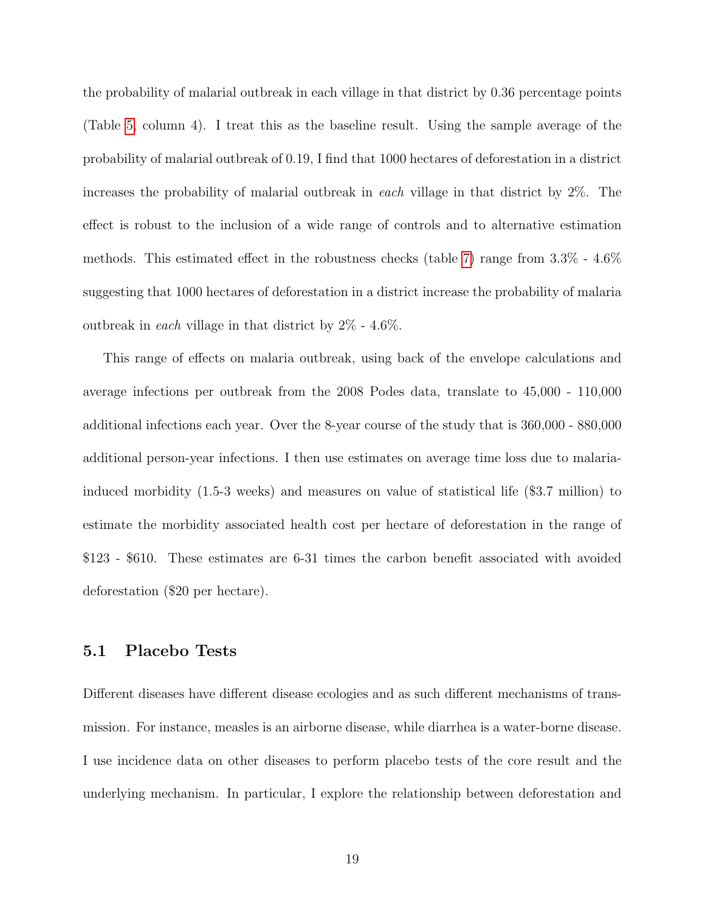the probability of malarial outbreak in each village in that district by 0.36 percentage points (Table 5, column 4). I treat this as the baseline result. Using the sample average of the probability of malarial outbreak of 0.19, I find that 1000 hectares of deforestation in a district increases the probability of malarial outbreak in *each* village in that district by 2%. The effect is robust to the inclusion of a wide range of controls and to alternative estimation methods. This estimated effect in the robustness checks (table 7) range from 3.3% - 4.6% suggesting that 1000 hectares of deforestation in a district increase the probability of malaria outbreak in *each* village in that district by 2% - 4.6%.

This range of effects on malaria outbreak, using back of the envelope calculations and average infections per outbreak from the 2008 Podes data, translate to 45,000 - 110,000 additional infections each year. Over the 8-year course of the study that is 360,000 - 880,000 additional person-year infections. I then use estimates on average time loss due to malaria-induced morbidity (1.5-3 weeks) and measures on value of statistical life ($3.7 million) to estimate the morbidity associated health cost per hectare of deforestation in the range of $123 - $610. These estimates are 6-31 times the carbon benefit associated with avoided deforestation ($20 per hectare).

## 5.1 Placebo Tests

Different diseases have different disease ecologies and as such different mechanisms of transmission. For instance, measles is an airborne disease, while diarrhea is a water-borne disease. I use incidence data on other diseases to perform placebo tests of the core result and the underlying mechanism. In particular, I explore the relationship between deforestation and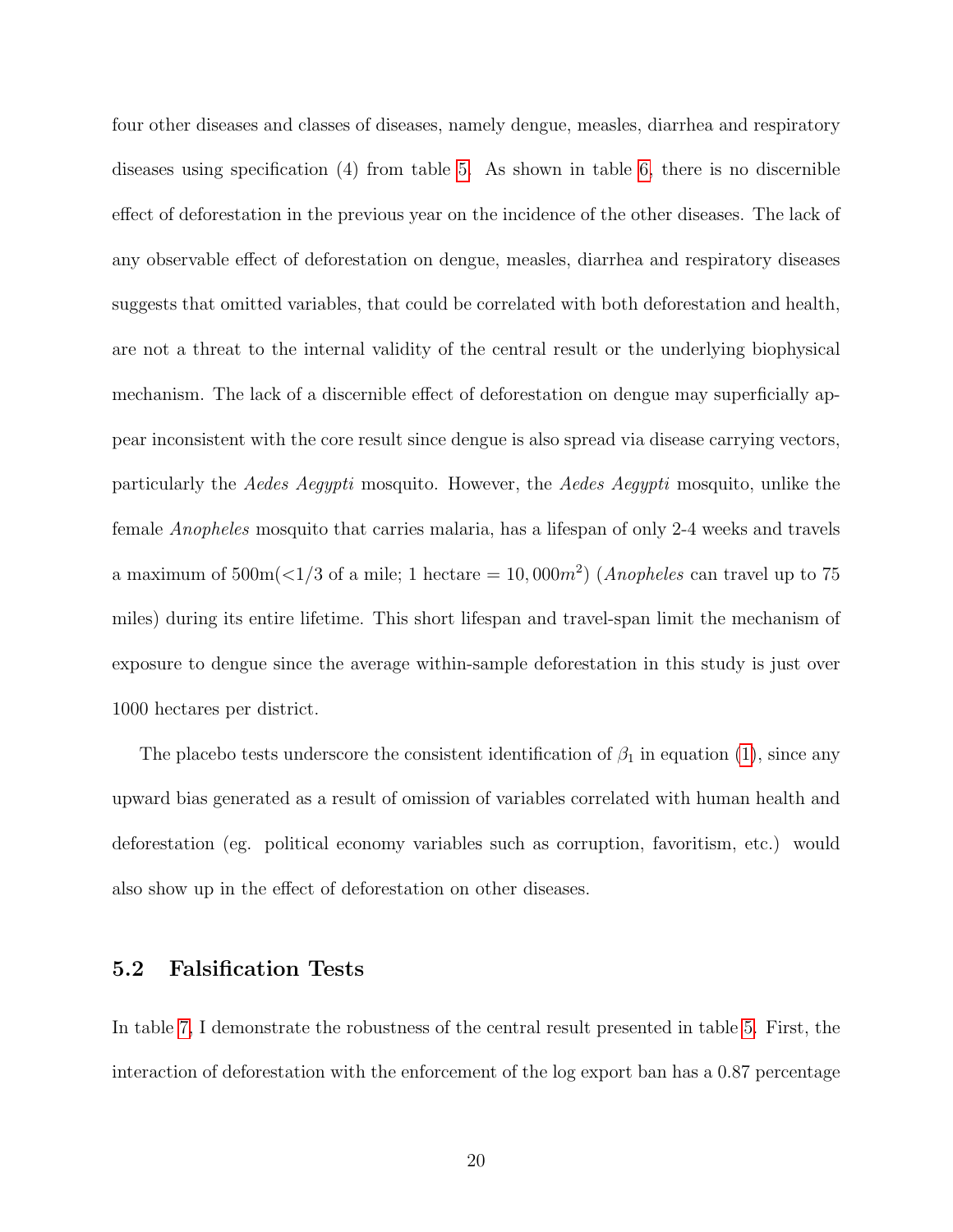four other diseases and classes of diseases, namely dengue, measles, diarrhea and respiratory diseases using specification (4) from table 5. As shown in table 6, there is no discernible effect of deforestation in the previous year on the incidence of the other diseases. The lack of any observable effect of deforestation on dengue, measles, diarrhea and respiratory diseases suggests that omitted variables, that could be correlated with both deforestation and health, are not a threat to the internal validity of the central result or the underlying biophysical mechanism. The lack of a discernible effect of deforestation on dengue may superficially appear inconsistent with the core result since dengue is also spread via disease carrying vectors, particularly the *Aedes Aegypti* mosquito. However, the *Aedes Aegypti* mosquito, unlike the female *Anopheles* mosquito that carries malaria, has a lifespan of only 2-4 weeks and travels a maximum of 500m(<1/3 of a mile; 1 hectare = $10,000m^2$) (*Anopheles* can travel up to 75 miles) during its entire lifetime. This short lifespan and travel-span limit the mechanism of exposure to dengue since the average within-sample deforestation in this study is just over 1000 hectares per district.

The placebo tests underscore the consistent identification of $\beta_1$ in equation (1), since any upward bias generated as a result of omission of variables correlated with human health and deforestation (eg. political economy variables such as corruption, favoritism, etc.) would also show up in the effect of deforestation on other diseases.

## 5.2 Falsification Tests

In table 7, I demonstrate the robustness of the central result presented in table 5. First, the interaction of deforestation with the enforcement of the log export ban has a 0.87 percentage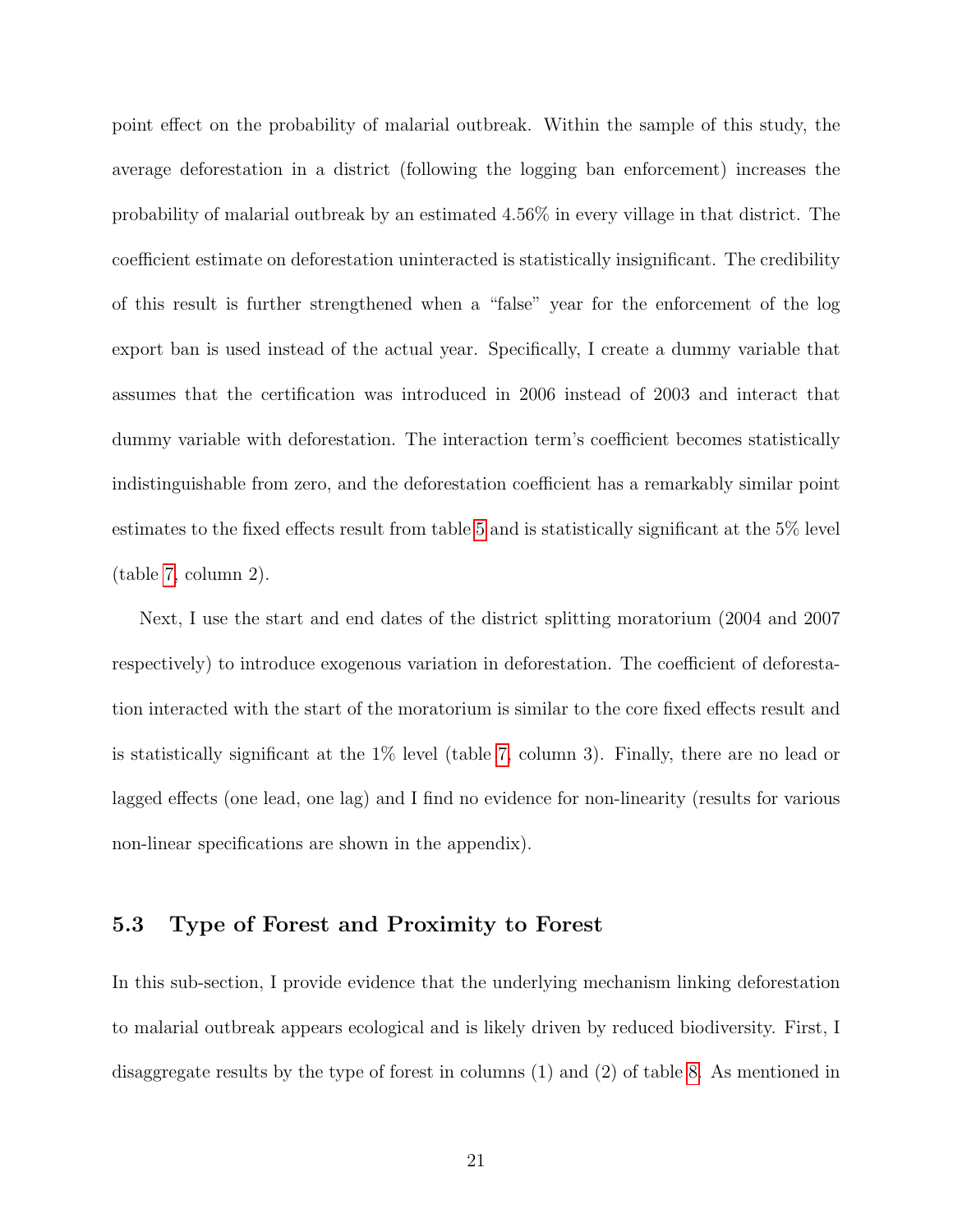point effect on the probability of malarial outbreak. Within the sample of this study, the average deforestation in a district (following the logging ban enforcement) increases the probability of malarial outbreak by an estimated 4.56% in every village in that district. The coefficient estimate on deforestation uninteracted is statistically insignificant. The credibility of this result is further strengthened when a "false" year for the enforcement of the log export ban is used instead of the actual year. Specifically, I create a dummy variable that assumes that the certification was introduced in 2006 instead of 2003 and interact that dummy variable with deforestation. The interaction term's coefficient becomes statistically indistinguishable from zero, and the deforestation coefficient has a remarkably similar point estimates to the fixed effects result from table 5 and is statistically significant at the 5% level (table 7, column 2).

Next, I use the start and end dates of the district splitting moratorium (2004 and 2007 respectively) to introduce exogenous variation in deforestation. The coefficient of deforestation interacted with the start of the moratorium is similar to the core fixed effects result and is statistically significant at the 1% level (table 7, column 3). Finally, there are no lead or lagged effects (one lead, one lag) and I find no evidence for non-linearity (results for various non-linear specifications are shown in the appendix).

### 5.3 Type of Forest and Proximity to Forest

In this sub-section, I provide evidence that the underlying mechanism linking deforestation to malarial outbreak appears ecological and is likely driven by reduced biodiversity. First, I disaggregate results by the type of forest in columns (1) and (2) of table 8. As mentioned in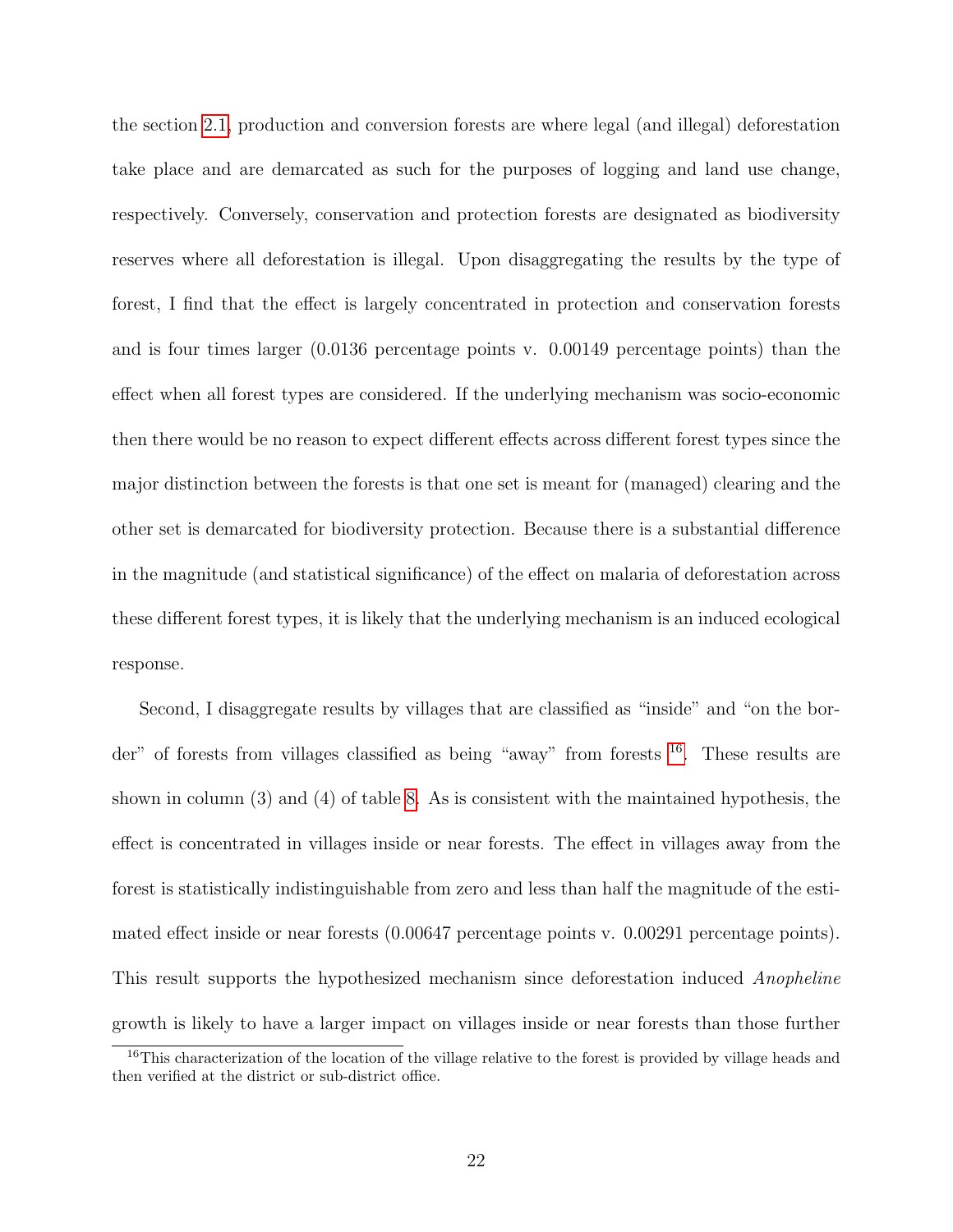the section 2.1, production and conversion forests are where legal (and illegal) deforestation take place and are demarcated as such for the purposes of logging and land use change, respectively. Conversely, conservation and protection forests are designated as biodiversity reserves where all deforestation is illegal. Upon disaggregating the results by the type of forest, I find that the effect is largely concentrated in protection and conservation forests and is four times larger (0.0136 percentage points v. 0.00149 percentage points) than the effect when all forest types are considered. If the underlying mechanism was socio-economic then there would be no reason to expect different effects across different forest types since the major distinction between the forests is that one set is meant for (managed) clearing and the other set is demarcated for biodiversity protection. Because there is a substantial difference in the magnitude (and statistical significance) of the effect on malaria of deforestation across these different forest types, it is likely that the underlying mechanism is an induced ecological response.

Second, I disaggregate results by villages that are classified as "inside" and "on the border" of forests from villages classified as being "away" from forests [16]. These results are shown in column (3) and (4) of table 8. As is consistent with the maintained hypothesis, the effect is concentrated in villages inside or near forests. The effect in villages away from the forest is statistically indistinguishable from zero and less than half the magnitude of the estimated effect inside or near forests (0.00647 percentage points v. 0.00291 percentage points). This result supports the hypothesized mechanism since deforestation induced *Anopheline* growth is likely to have a larger impact on villages inside or near forests than those further

[16] This characterization of the location of the village relative to the forest is provided by village heads and then verified at the district or sub-district office.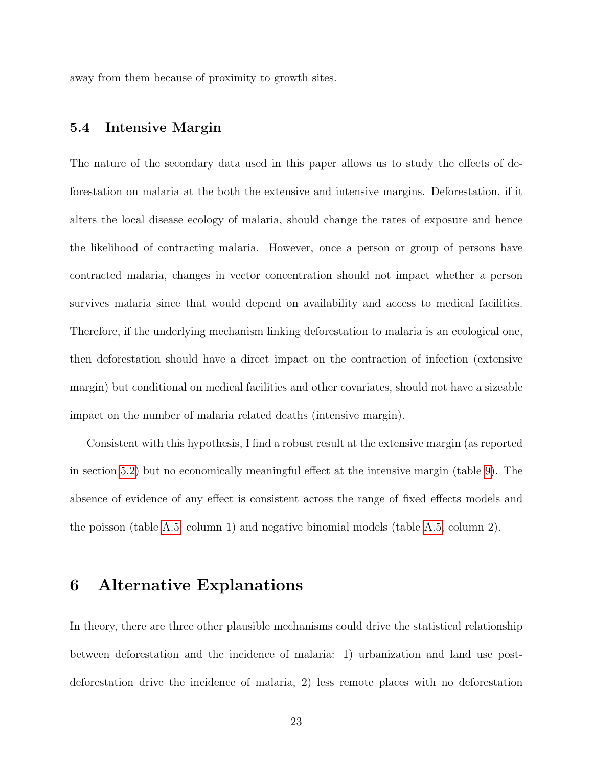away from them because of proximity to growth sites.

### 5.4 Intensive Margin

The nature of the secondary data used in this paper allows us to study the effects of deforestation on malaria at the both the extensive and intensive margins. Deforestation, if it alters the local disease ecology of malaria, should change the rates of exposure and hence the likelihood of contracting malaria. However, once a person or group of persons have contracted malaria, changes in vector concentration should not impact whether a person survives malaria since that would depend on availability and access to medical facilities. Therefore, if the underlying mechanism linking deforestation to malaria is an ecological one, then deforestation should have a direct impact on the contraction of infection (extensive margin) but conditional on medical facilities and other covariates, should not have a sizeable impact on the number of malaria related deaths (intensive margin).

Consistent with this hypothesis, I find a robust result at the extensive margin (as reported in section 5.2) but no economically meaningful effect at the intensive margin (table 9). The absence of evidence of any effect is consistent across the range of fixed effects models and the poisson (table A.5, column 1) and negative binomial models (table A.5, column 2).

## 6 Alternative Explanations

In theory, there are three other plausible mechanisms could drive the statistical relationship between deforestation and the incidence of malaria: 1) urbanization and land use post-deforestation drive the incidence of malaria, 2) less remote places with no deforestation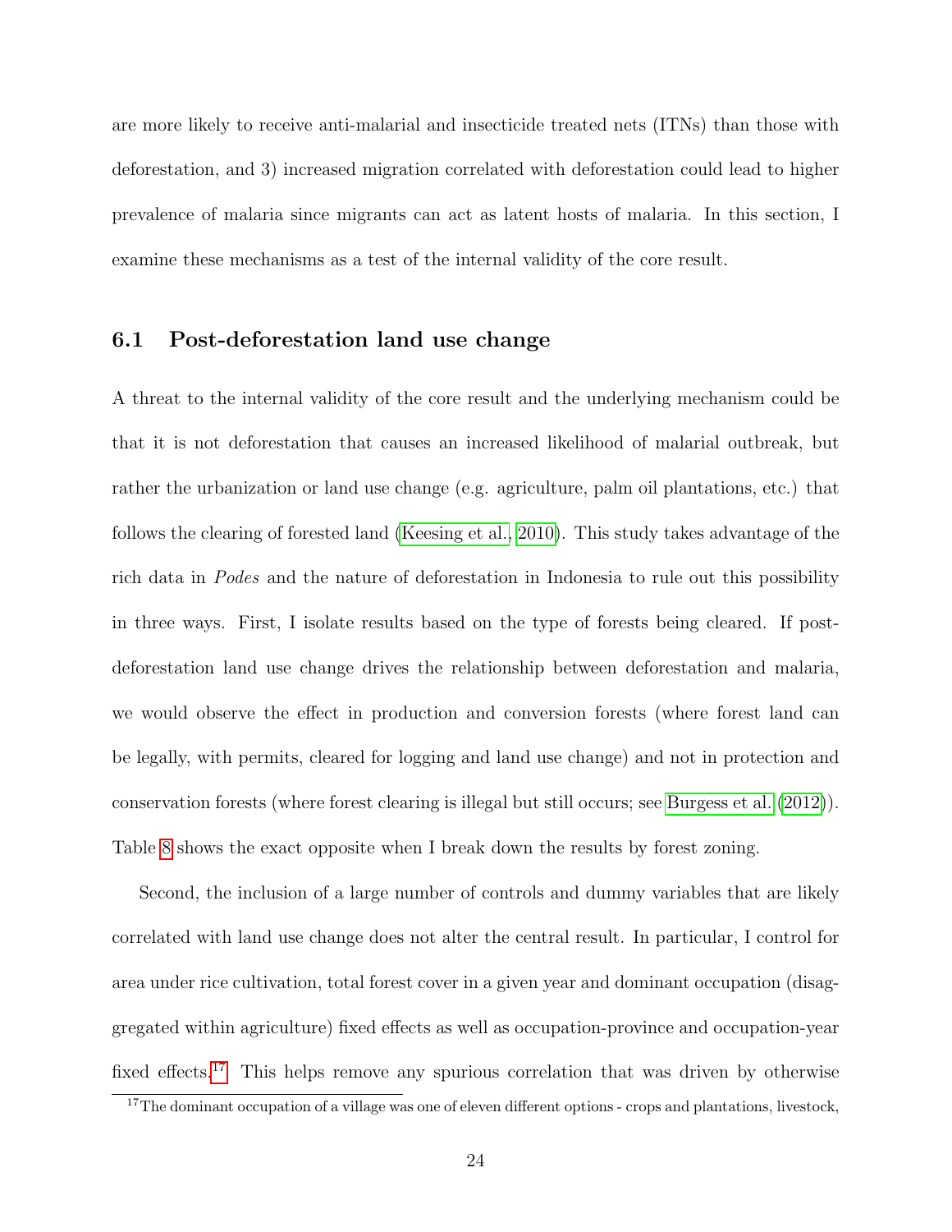are more likely to receive anti-malarial and insecticide treated nets (ITNs) than those with deforestation, and 3) increased migration correlated with deforestation could lead to higher prevalence of malaria since migrants can act as latent hosts of malaria. In this section, I examine these mechanisms as a test of the internal validity of the core result.

### 6.1 Post-deforestation land use change

A threat to the internal validity of the core result and the underlying mechanism could be that it is not deforestation that causes an increased likelihood of malarial outbreak, but rather the urbanization or land use change (e.g. agriculture, palm oil plantations, etc.) that follows the clearing of forested land (Keesing et al., 2010). This study takes advantage of the rich data in *Podes* and the nature of deforestation in Indonesia to rule out this possibility in three ways. First, I isolate results based on the type of forests being cleared. If post-deforestation land use change drives the relationship between deforestation and malaria, we would observe the effect in production and conversion forests (where forest land can be legally, with permits, cleared for logging and land use change) and not in protection and conservation forests (where forest clearing is illegal but still occurs; see Burgess et al. (2012)). Table 8 shows the exact opposite when I break down the results by forest zoning.

Second, the inclusion of a large number of controls and dummy variables that are likely correlated with land use change does not alter the central result. In particular, I control for area under rice cultivation, total forest cover in a given year and dominant occupation (disaggregated within agriculture) fixed effects as well as occupation-province and occupation-year fixed effects.[17] This helps remove any spurious correlation that was driven by otherwise

[17] The dominant occupation of a village was one of eleven different options - crops and plantations, livestock,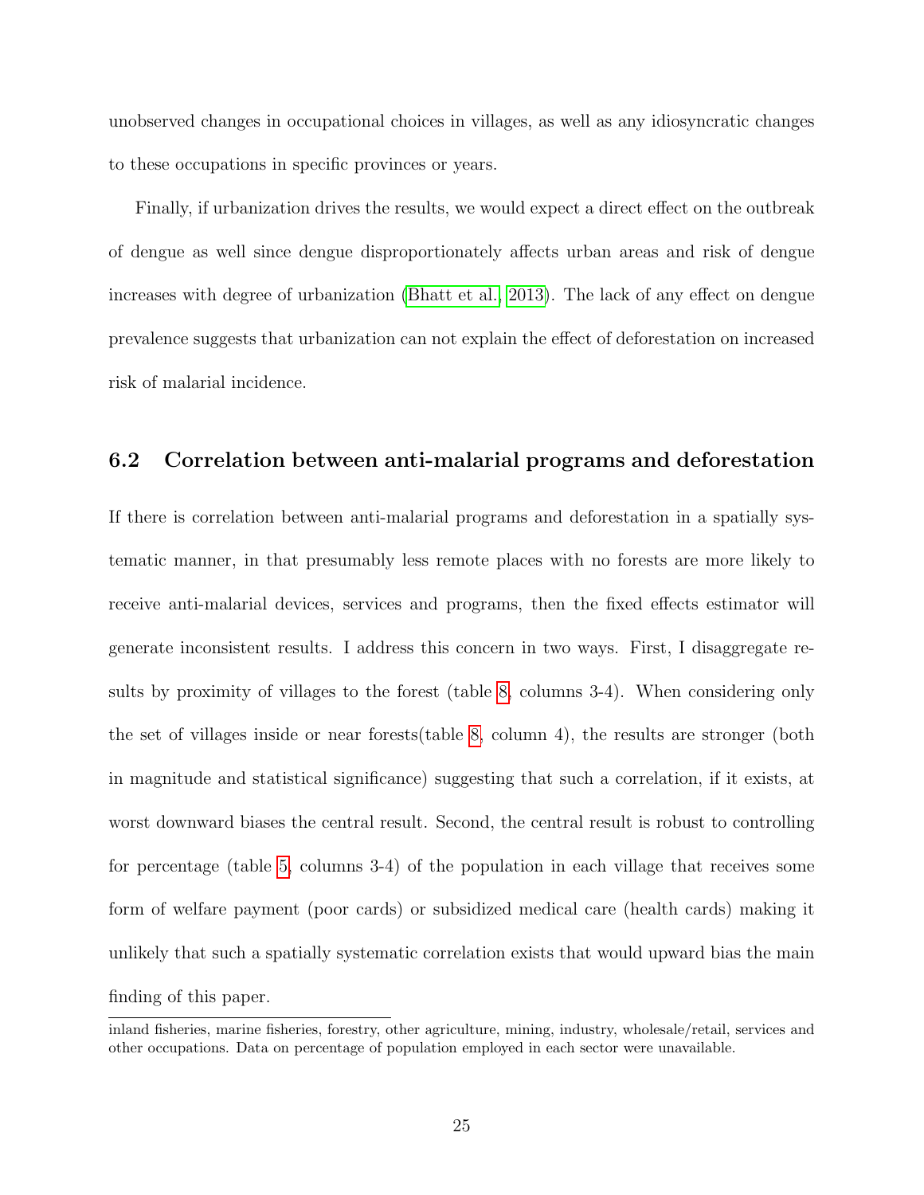unobserved changes in occupational choices in villages, as well as any idiosyncratic changes to these occupations in specific provinces or years.

Finally, if urbanization drives the results, we would expect a direct effect on the outbreak of dengue as well since dengue disproportionately affects urban areas and risk of dengue increases with degree of urbanization (Bhatt et al., 2013). The lack of any effect on dengue prevalence suggests that urbanization can not explain the effect of deforestation on increased risk of malarial incidence.

## 6.2 Correlation between anti-malarial programs and deforestation

If there is correlation between anti-malarial programs and deforestation in a spatially systematic manner, in that presumably less remote places with no forests are more likely to receive anti-malarial devices, services and programs, then the fixed effects estimator will generate inconsistent results. I address this concern in two ways. First, I disaggregate results by proximity of villages to the forest (table 8, columns 3-4). When considering only the set of villages inside or near forests(table 8, column 4), the results are stronger (both in magnitude and statistical significance) suggesting that such a correlation, if it exists, at worst downward biases the central result. Second, the central result is robust to controlling for percentage (table 5, columns 3-4) of the population in each village that receives some form of welfare payment (poor cards) or subsidized medical care (health cards) making it unlikely that such a spatially systematic correlation exists that would upward bias the main finding of this paper.

---

inland fisheries, marine fisheries, forestry, other agriculture, mining, industry, wholesale/retail, services and other occupations. Data on percentage of population employed in each sector were unavailable.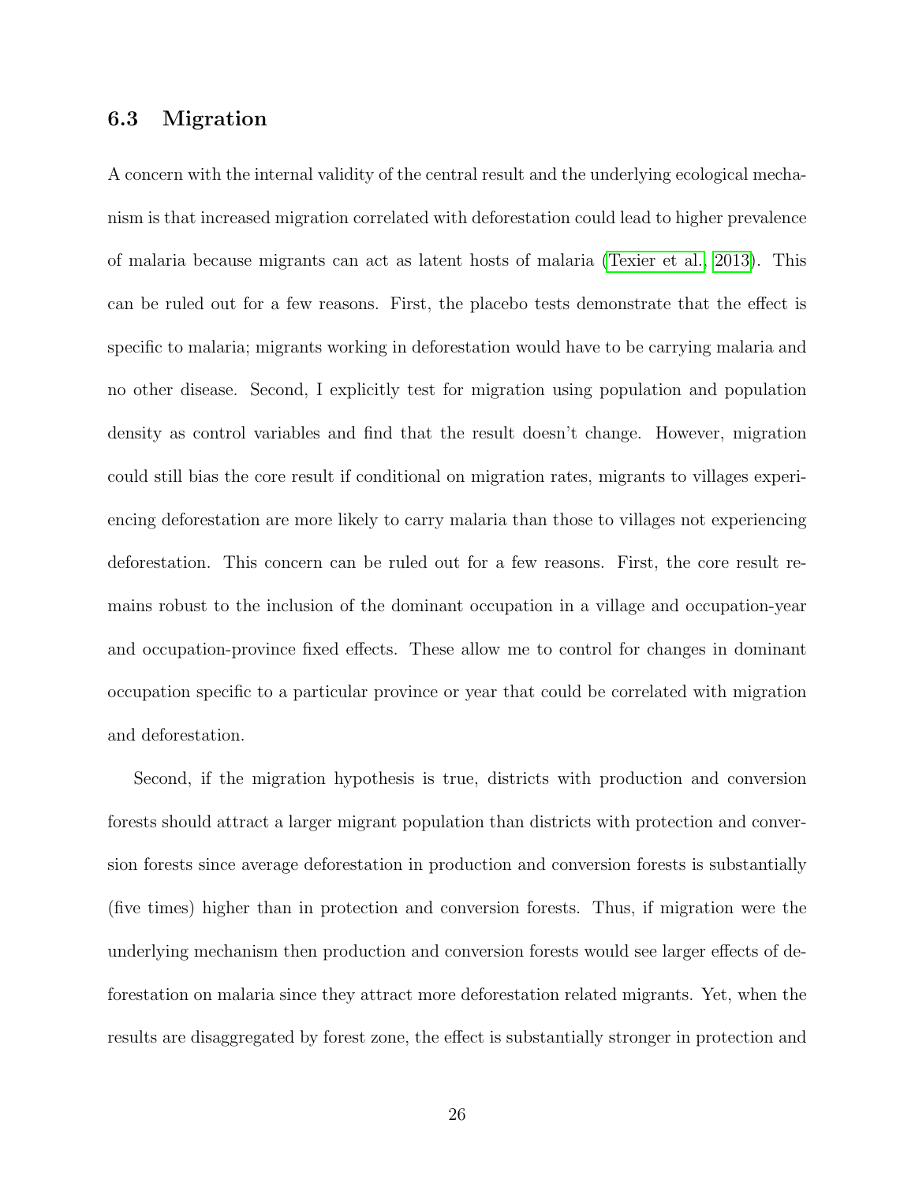### 6.3 Migration

A concern with the internal validity of the central result and the underlying ecological mechanism is that increased migration correlated with deforestation could lead to higher prevalence of malaria because migrants can act as latent hosts of malaria (Texier et al., 2013). This can be ruled out for a few reasons. First, the placebo tests demonstrate that the effect is specific to malaria; migrants working in deforestation would have to be carrying malaria and no other disease. Second, I explicitly test for migration using population and population density as control variables and find that the result doesn't change. However, migration could still bias the core result if conditional on migration rates, migrants to villages experiencing deforestation are more likely to carry malaria than those to villages not experiencing deforestation. This concern can be ruled out for a few reasons. First, the core result remains robust to the inclusion of the dominant occupation in a village and occupation-year and occupation-province fixed effects. These allow me to control for changes in dominant occupation specific to a particular province or year that could be correlated with migration and deforestation.

Second, if the migration hypothesis is true, districts with production and conversion forests should attract a larger migrant population than districts with protection and conversion forests since average deforestation in production and conversion forests is substantially (five times) higher than in protection and conversion forests. Thus, if migration were the underlying mechanism then production and conversion forests would see larger effects of deforestation on malaria since they attract more deforestation related migrants. Yet, when the results are disaggregated by forest zone, the effect is substantially stronger in protection and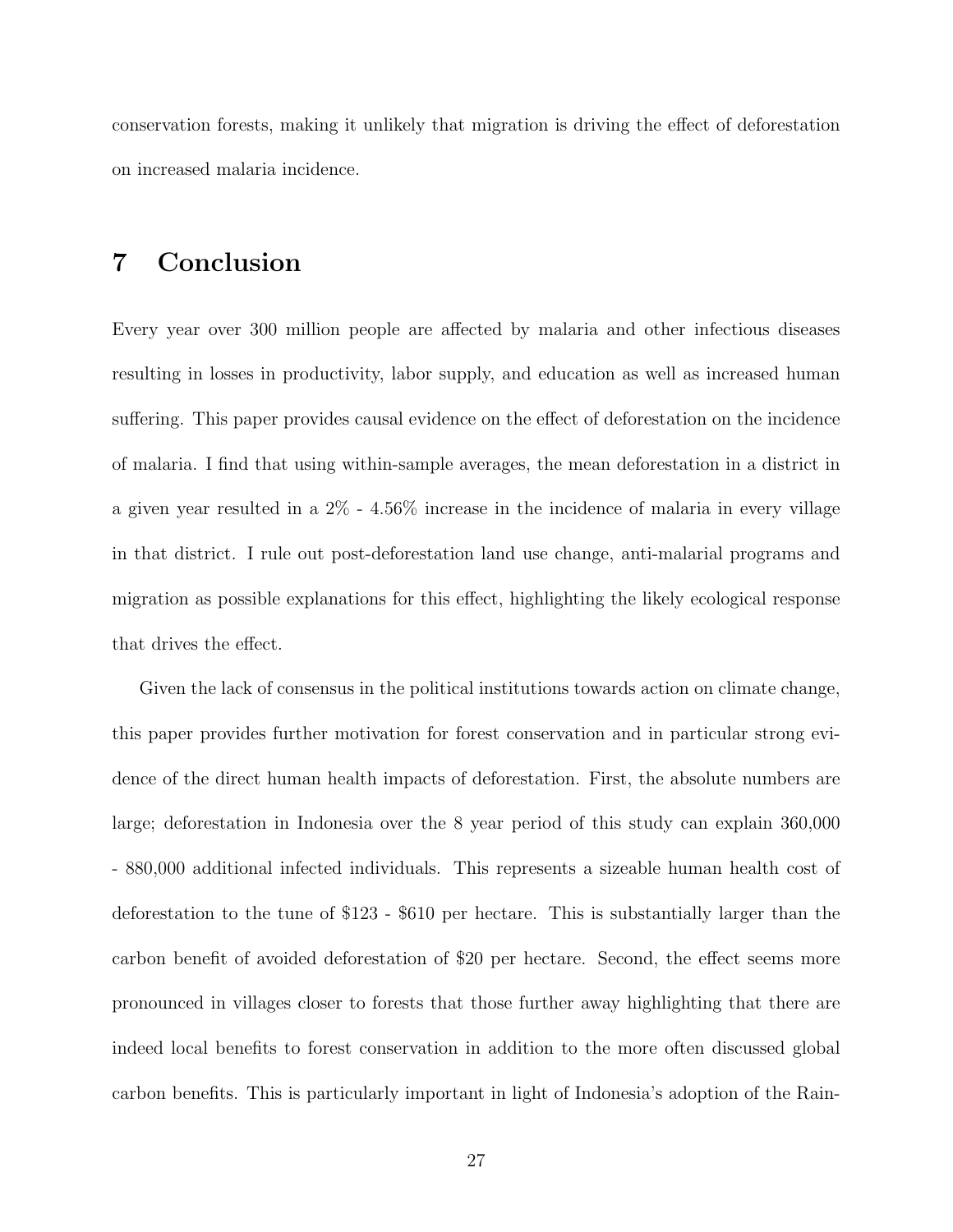conservation forests, making it unlikely that migration is driving the effect of deforestation on increased malaria incidence.

# 7 Conclusion

Every year over 300 million people are affected by malaria and other infectious diseases resulting in losses in productivity, labor supply, and education as well as increased human suffering. This paper provides causal evidence on the effect of deforestation on the incidence of malaria. I find that using within-sample averages, the mean deforestation in a district in a given year resulted in a 2% - 4.56% increase in the incidence of malaria in every village in that district. I rule out post-deforestation land use change, anti-malarial programs and migration as possible explanations for this effect, highlighting the likely ecological response that drives the effect.

Given the lack of consensus in the political institutions towards action on climate change, this paper provides further motivation for forest conservation and in particular strong evidence of the direct human health impacts of deforestation. First, the absolute numbers are large; deforestation in Indonesia over the 8 year period of this study can explain 360,000 - 880,000 additional infected individuals. This represents a sizeable human health cost of deforestation to the tune of $123 - $610 per hectare. This is substantially larger than the carbon benefit of avoided deforestation of $20 per hectare. Second, the effect seems more pronounced in villages closer to forests that those further away highlighting that there are indeed local benefits to forest conservation in addition to the more often discussed global carbon benefits. This is particularly important in light of Indonesia's adoption of the Rain-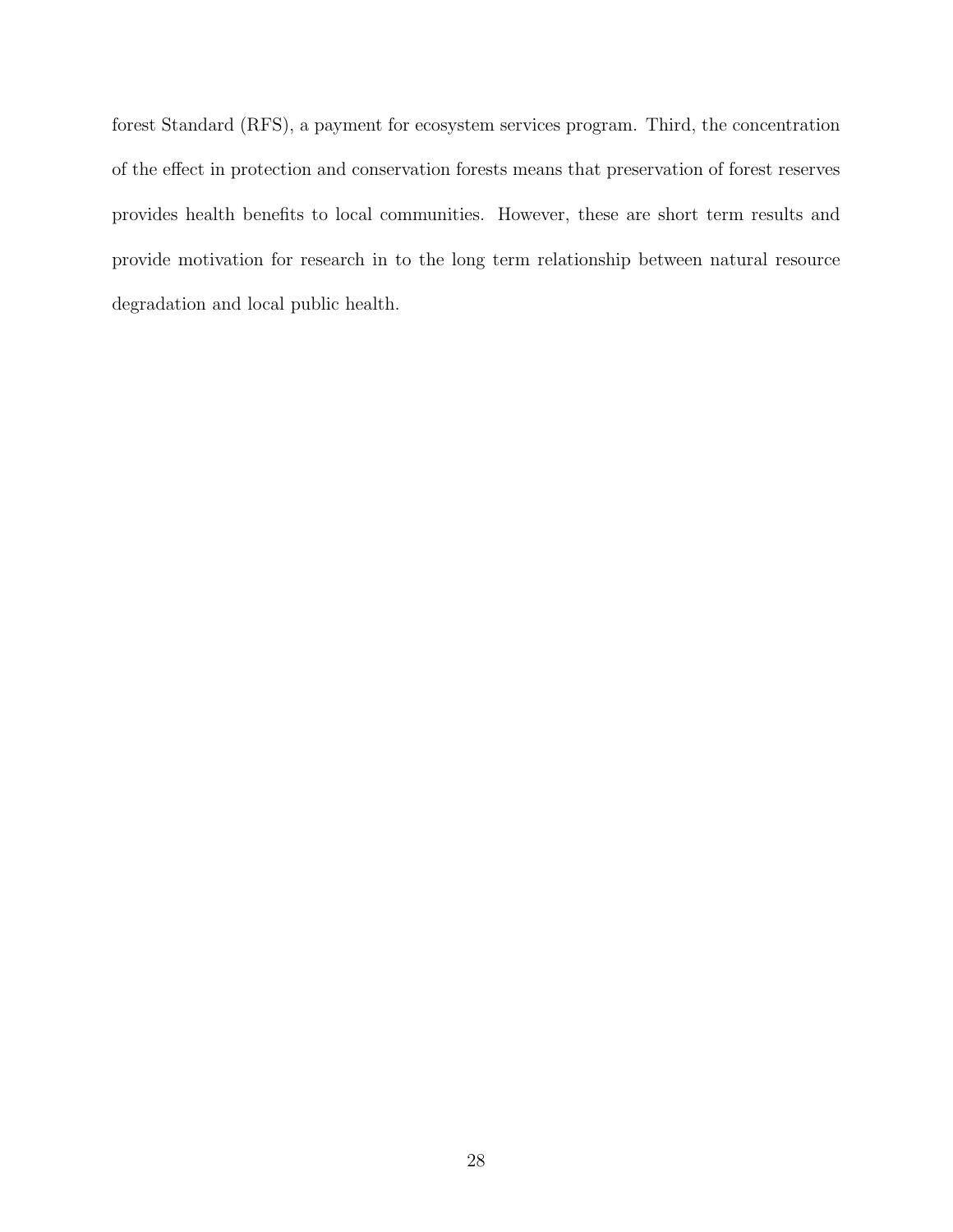forest Standard (RFS), a payment for ecosystem services program. Third, the concentration of the effect in protection and conservation forests means that preservation of forest reserves provides health benefits to local communities. However, these are short term results and provide motivation for research in to the long term relationship between natural resource degradation and local public health.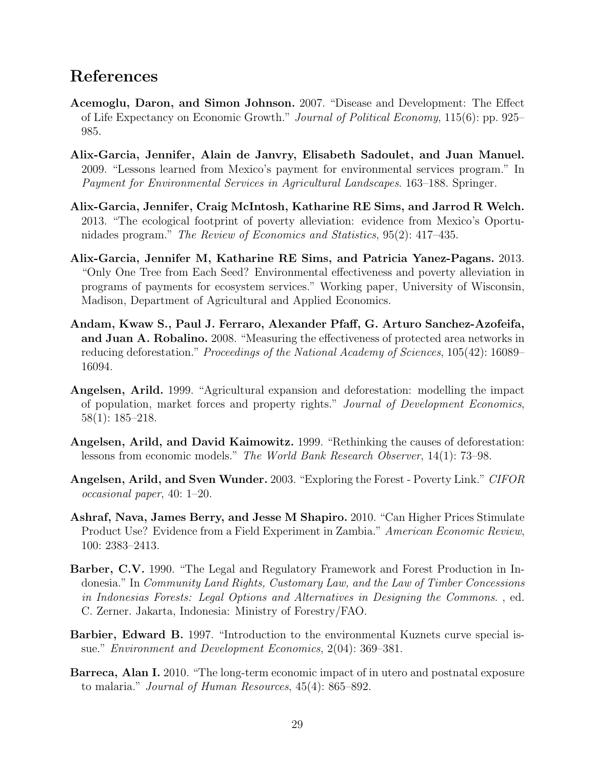## References

**Acemoglu, Daron, and Simon Johnson.** 2007. "Disease and Development: The Effect of Life Expectancy on Economic Growth." *Journal of Political Economy*, 115(6): pp. 925–985.

**Alix-Garcia, Jennifer, Alain de Janvry, Elisabeth Sadoulet, and Juan Manuel.** 2009. "Lessons learned from Mexico's payment for environmental services program." In *Payment for Environmental Services in Agricultural Landscapes*. 163–188. Springer.

**Alix-Garcia, Jennifer, Craig McIntosh, Katharine RE Sims, and Jarrod R Welch.** 2013. "The ecological footprint of poverty alleviation: evidence from Mexico's Oportunidades program." *The Review of Economics and Statistics*, 95(2): 417–435.

**Alix-Garcia, Jennifer M, Katharine RE Sims, and Patricia Yanez-Pagans.** 2013. "Only One Tree from Each Seed? Environmental effectiveness and poverty alleviation in programs of payments for ecosystem services." Working paper, University of Wisconsin, Madison, Department of Agricultural and Applied Economics.

**Andam, Kwaw S., Paul J. Ferraro, Alexander Pfaff, G. Arturo Sanchez-Azofeifa, and Juan A. Robalino.** 2008. "Measuring the effectiveness of protected area networks in reducing deforestation." *Proceedings of the National Academy of Sciences*, 105(42): 16089–16094.

**Angelsen, Arild.** 1999. "Agricultural expansion and deforestation: modelling the impact of population, market forces and property rights." *Journal of Development Economics*, 58(1): 185–218.

**Angelsen, Arild, and David Kaimowitz.** 1999. "Rethinking the causes of deforestation: lessons from economic models." *The World Bank Research Observer*, 14(1): 73–98.

**Angelsen, Arild, and Sven Wunder.** 2003. "Exploring the Forest - Poverty Link." *CIFOR occasional paper*, 40: 1–20.

**Ashraf, Nava, James Berry, and Jesse M Shapiro.** 2010. "Can Higher Prices Stimulate Product Use? Evidence from a Field Experiment in Zambia." *American Economic Review*, 100: 2383–2413.

**Barber, C.V.** 1990. "The Legal and Regulatory Framework and Forest Production in Indonesia." In *Community Land Rights, Customary Law, and the Law of Timber Concessions in Indonesias Forests: Legal Options and Alternatives in Designing the Commons.* , ed. C. Zerner. Jakarta, Indonesia: Ministry of Forestry/FAO.

**Barbier, Edward B.** 1997. "Introduction to the environmental Kuznets curve special issue." *Environment and Development Economics*, 2(04): 369–381.

**Barreca, Alan I.** 2010. "The long-term economic impact of in utero and postnatal exposure to malaria." *Journal of Human Resources*, 45(4): 865–892.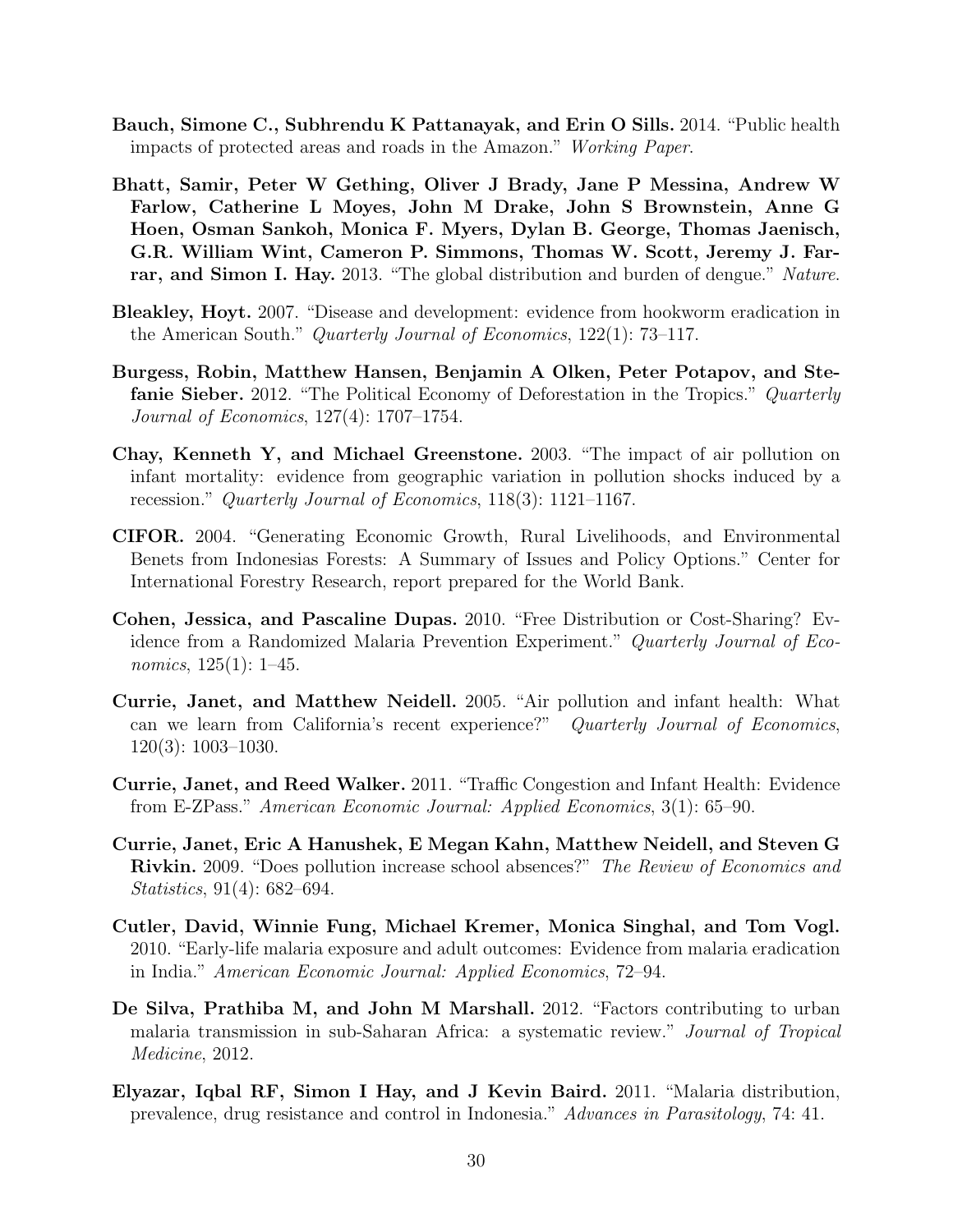**Bauch, Simone C., Subhrendu K Pattanayak, and Erin O Sills.** 2014. "Public health impacts of protected areas and roads in the Amazon." *Working Paper*.

**Bhatt, Samir, Peter W Gething, Oliver J Brady, Jane P Messina, Andrew W Farlow, Catherine L Moyes, John M Drake, John S Brownstein, Anne G Hoen, Osman Sankoh, Monica F. Myers, Dylan B. George, Thomas Jaenisch, G.R. William Wint, Cameron P. Simmons, Thomas W. Scott, Jeremy J. Farrar, and Simon I. Hay.** 2013. "The global distribution and burden of dengue." *Nature*.

**Bleakley, Hoyt.** 2007. "Disease and development: evidence from hookworm eradication in the American South." *Quarterly Journal of Economics*, 122(1): 73–117.

**Burgess, Robin, Matthew Hansen, Benjamin A Olken, Peter Potapov, and Stefanie Sieber.** 2012. "The Political Economy of Deforestation in the Tropics." *Quarterly Journal of Economics*, 127(4): 1707–1754.

**Chay, Kenneth Y, and Michael Greenstone.** 2003. "The impact of air pollution on infant mortality: evidence from geographic variation in pollution shocks induced by a recession." *Quarterly Journal of Economics*, 118(3): 1121–1167.

**CIFOR.** 2004. "Generating Economic Growth, Rural Livelihoods, and Environmental Benets from Indonesias Forests: A Summary of Issues and Policy Options." Center for International Forestry Research, report prepared for the World Bank.

**Cohen, Jessica, and Pascaline Dupas.** 2010. "Free Distribution or Cost-Sharing? Evidence from a Randomized Malaria Prevention Experiment." *Quarterly Journal of Economics*, 125(1): 1–45.

**Currie, Janet, and Matthew Neidell.** 2005. "Air pollution and infant health: What can we learn from California's recent experience?" *Quarterly Journal of Economics*, 120(3): 1003–1030.

**Currie, Janet, and Reed Walker.** 2011. "Traffic Congestion and Infant Health: Evidence from E-ZPass." *American Economic Journal: Applied Economics*, 3(1): 65–90.

**Currie, Janet, Eric A Hanushek, E Megan Kahn, Matthew Neidell, and Steven G Rivkin.** 2009. "Does pollution increase school absences?" *The Review of Economics and Statistics*, 91(4): 682–694.

**Cutler, David, Winnie Fung, Michael Kremer, Monica Singhal, and Tom Vogl.** 2010. "Early-life malaria exposure and adult outcomes: Evidence from malaria eradication in India." *American Economic Journal: Applied Economics*, 72–94.

**De Silva, Prathiba M, and John M Marshall.** 2012. "Factors contributing to urban malaria transmission in sub-Saharan Africa: a systematic review." *Journal of Tropical Medicine*, 2012.

**Elyazar, Iqbal RF, Simon I Hay, and J Kevin Baird.** 2011. "Malaria distribution, prevalence, drug resistance and control in Indonesia." *Advances in Parasitology*, 74: 41.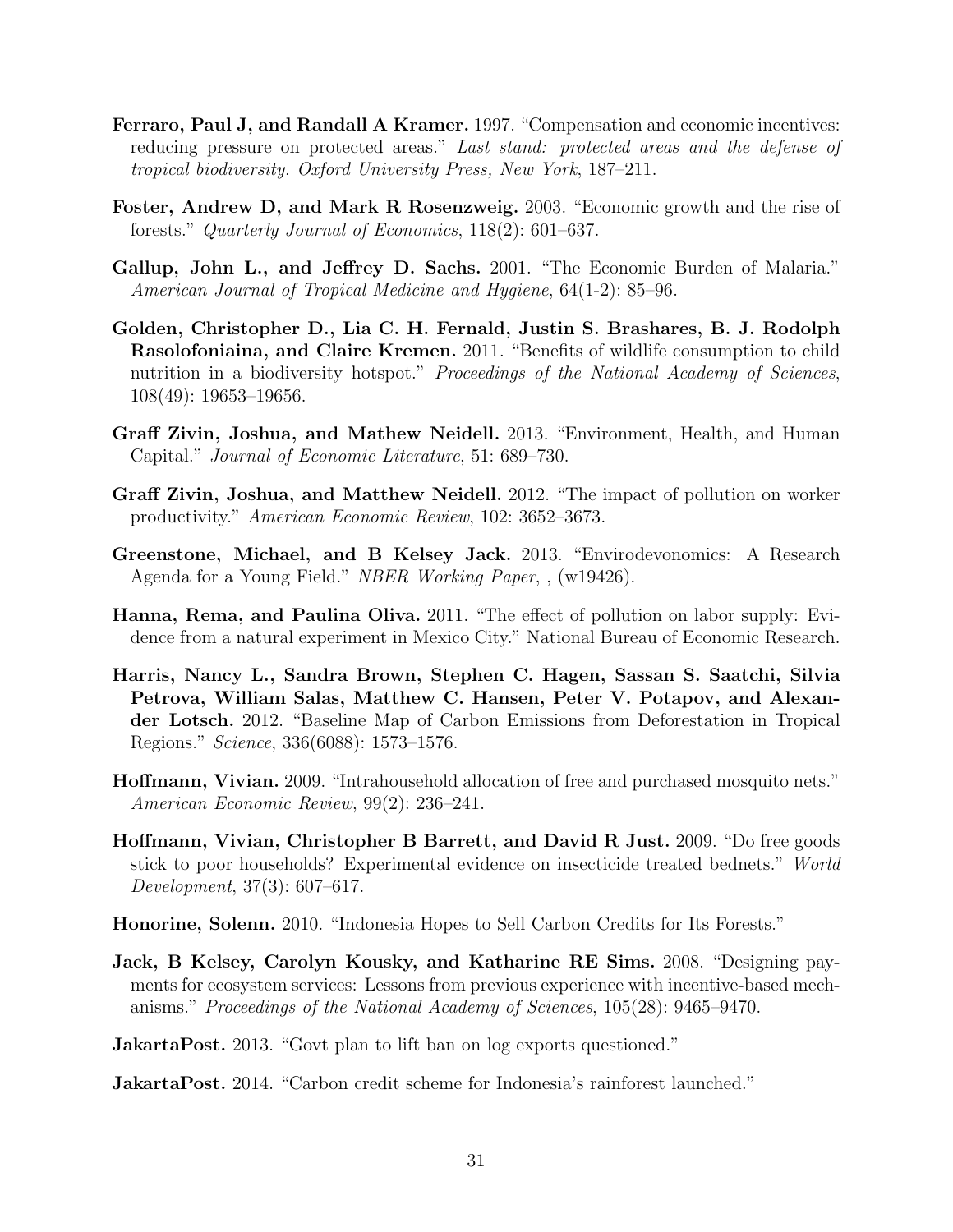**Ferraro, Paul J, and Randall A Kramer.** 1997. "Compensation and economic incentives: reducing pressure on protected areas." *Last stand: protected areas and the defense of tropical biodiversity. Oxford University Press, New York*, 187–211.

**Foster, Andrew D, and Mark R Rosenzweig.** 2003. "Economic growth and the rise of forests." *Quarterly Journal of Economics*, 118(2): 601–637.

**Gallup, John L., and Jeffrey D. Sachs.** 2001. "The Economic Burden of Malaria." *American Journal of Tropical Medicine and Hygiene*, 64(1-2): 85–96.

**Golden, Christopher D., Lia C. H. Fernald, Justin S. Brashares, B. J. Rodolph Rasolofoniaina, and Claire Kremen.** 2011. "Benefits of wildlife consumption to child nutrition in a biodiversity hotspot." *Proceedings of the National Academy of Sciences*, 108(49): 19653–19656.

**Graff Zivin, Joshua, and Mathew Neidell.** 2013. "Environment, Health, and Human Capital." *Journal of Economic Literature*, 51: 689–730.

**Graff Zivin, Joshua, and Matthew Neidell.** 2012. "The impact of pollution on worker productivity." *American Economic Review*, 102: 3652–3673.

**Greenstone, Michael, and B Kelsey Jack.** 2013. "Envirodevonomics: A Research Agenda for a Young Field." *NBER Working Paper*, , (w19426).

**Hanna, Rema, and Paulina Oliva.** 2011. "The effect of pollution on labor supply: Evidence from a natural experiment in Mexico City." National Bureau of Economic Research.

**Harris, Nancy L., Sandra Brown, Stephen C. Hagen, Sassan S. Saatchi, Silvia Petrova, William Salas, Matthew C. Hansen, Peter V. Potapov, and Alexander Lotsch.** 2012. "Baseline Map of Carbon Emissions from Deforestation in Tropical Regions." *Science*, 336(6088): 1573–1576.

**Hoffmann, Vivian.** 2009. "Intrahousehold allocation of free and purchased mosquito nets." *American Economic Review*, 99(2): 236–241.

**Hoffmann, Vivian, Christopher B Barrett, and David R Just.** 2009. "Do free goods stick to poor households? Experimental evidence on insecticide treated bednets." *World Development*, 37(3): 607–617.

**Honorine, Solenn.** 2010. "Indonesia Hopes to Sell Carbon Credits for Its Forests."

**Jack, B Kelsey, Carolyn Kousky, and Katharine RE Sims.** 2008. "Designing payments for ecosystem services: Lessons from previous experience with incentive-based mechanisms." *Proceedings of the National Academy of Sciences*, 105(28): 9465–9470.

**JakartaPost.** 2013. "Govt plan to lift ban on log exports questioned."

**JakartaPost.** 2014. "Carbon credit scheme for Indonesia's rainforest launched."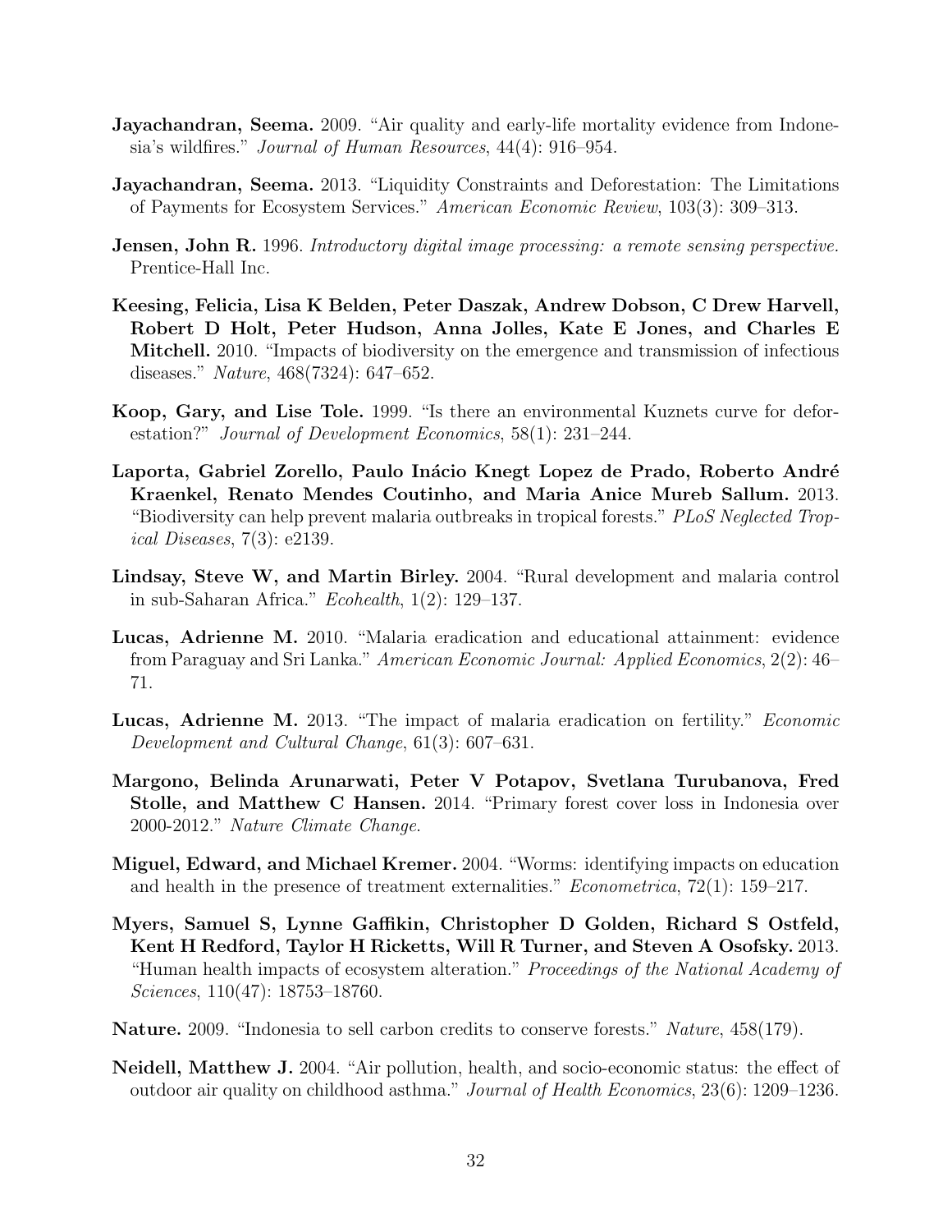**Jayachandran, Seema.** 2009. "Air quality and early-life mortality evidence from Indonesia's wildfires." *Journal of Human Resources*, 44(4): 916–954.

**Jayachandran, Seema.** 2013. "Liquidity Constraints and Deforestation: The Limitations of Payments for Ecosystem Services." *American Economic Review*, 103(3): 309–313.

**Jensen, John R.** 1996. *Introductory digital image processing: a remote sensing perspective.* Prentice-Hall Inc.

**Keesing, Felicia, Lisa K Belden, Peter Daszak, Andrew Dobson, C Drew Harvell, Robert D Holt, Peter Hudson, Anna Jolles, Kate E Jones, and Charles E Mitchell.** 2010. "Impacts of biodiversity on the emergence and transmission of infectious diseases." *Nature*, 468(7324): 647–652.

**Koop, Gary, and Lise Tole.** 1999. "Is there an environmental Kuznets curve for deforestation?" *Journal of Development Economics*, 58(1): 231–244.

**Laporta, Gabriel Zorello, Paulo Inácio Knegt Lopez de Prado, Roberto André Kraenkel, Renato Mendes Coutinho, and Maria Anice Mureb Sallum.** 2013. "Biodiversity can help prevent malaria outbreaks in tropical forests." *PLoS Neglected Tropical Diseases*, 7(3): e2139.

**Lindsay, Steve W, and Martin Birley.** 2004. "Rural development and malaria control in sub-Saharan Africa." *Ecohealth*, 1(2): 129–137.

**Lucas, Adrienne M.** 2010. "Malaria eradication and educational attainment: evidence from Paraguay and Sri Lanka." *American Economic Journal: Applied Economics*, 2(2): 46–71.

**Lucas, Adrienne M.** 2013. "The impact of malaria eradication on fertility." *Economic Development and Cultural Change*, 61(3): 607–631.

**Margono, Belinda Arunarwati, Peter V Potapov, Svetlana Turubanova, Fred Stolle, and Matthew C Hansen.** 2014. "Primary forest cover loss in Indonesia over 2000-2012." *Nature Climate Change*.

**Miguel, Edward, and Michael Kremer.** 2004. "Worms: identifying impacts on education and health in the presence of treatment externalities." *Econometrica*, 72(1): 159–217.

**Myers, Samuel S, Lynne Gaffikin, Christopher D Golden, Richard S Ostfeld, Kent H Redford, Taylor H Ricketts, Will R Turner, and Steven A Osofsky.** 2013. "Human health impacts of ecosystem alteration." *Proceedings of the National Academy of Sciences*, 110(47): 18753–18760.

**Nature.** 2009. "Indonesia to sell carbon credits to conserve forests." *Nature*, 458(179).

**Neidell, Matthew J.** 2004. "Air pollution, health, and socio-economic status: the effect of outdoor air quality on childhood asthma." *Journal of Health Economics*, 23(6): 1209–1236.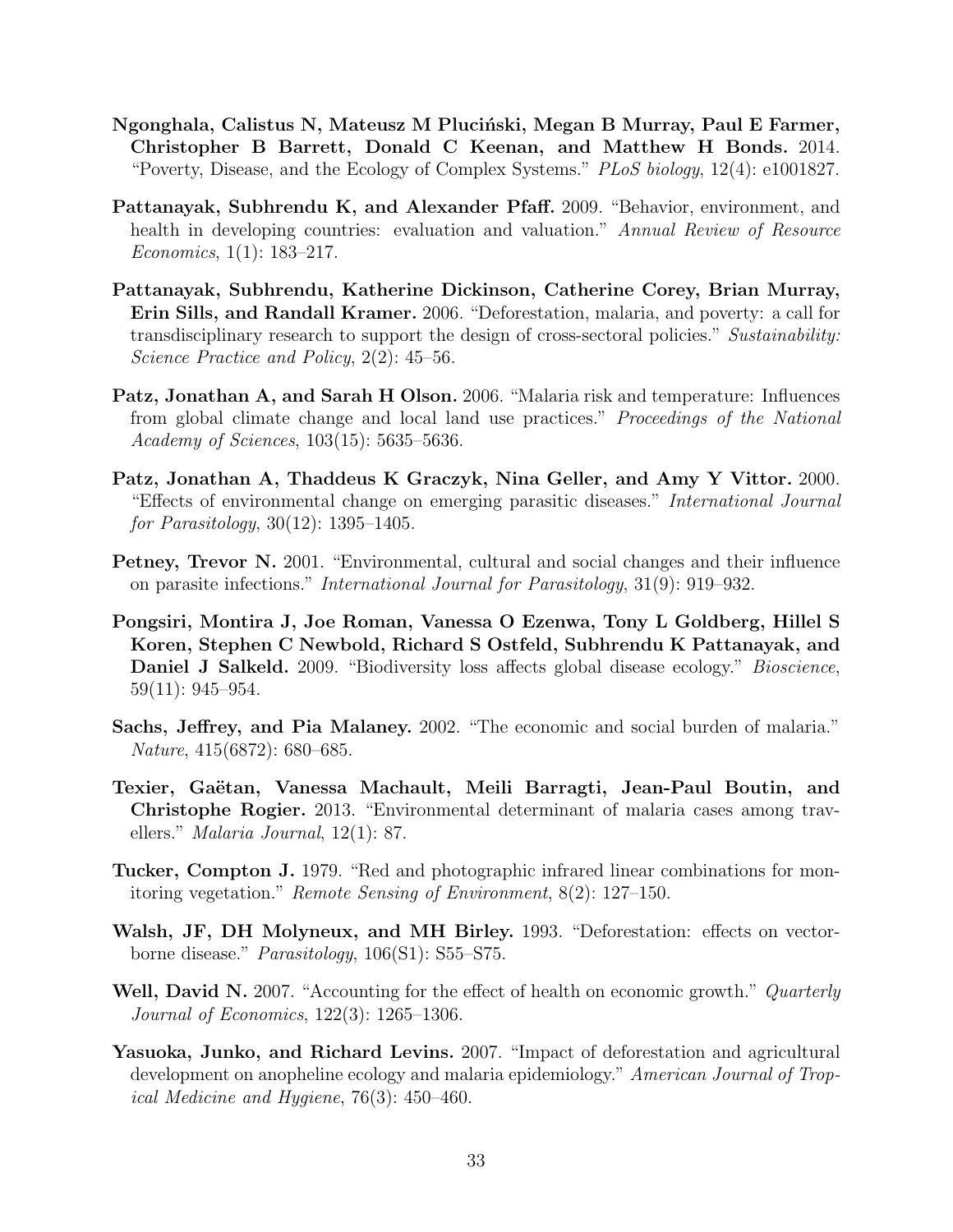**Ngonghala, Calistus N, Mateusz M Pluciński, Megan B Murray, Paul E Farmer, Christopher B Barrett, Donald C Keenan, and Matthew H Bonds.** 2014. "Poverty, Disease, and the Ecology of Complex Systems." *PLoS biology*, 12(4): e1001827.

**Pattanayak, Subhrendu K, and Alexander Pfaff.** 2009. "Behavior, environment, and health in developing countries: evaluation and valuation." *Annual Review of Resource Economics*, 1(1): 183–217.

**Pattanayak, Subhrendu, Katherine Dickinson, Catherine Corey, Brian Murray, Erin Sills, and Randall Kramer.** 2006. "Deforestation, malaria, and poverty: a call for transdisciplinary research to support the design of cross-sectoral policies." *Sustainability: Science Practice and Policy*, 2(2): 45–56.

**Patz, Jonathan A, and Sarah H Olson.** 2006. "Malaria risk and temperature: Influences from global climate change and local land use practices." *Proceedings of the National Academy of Sciences*, 103(15): 5635–5636.

**Patz, Jonathan A, Thaddeus K Graczyk, Nina Geller, and Amy Y Vittor.** 2000. "Effects of environmental change on emerging parasitic diseases." *International Journal for Parasitology*, 30(12): 1395–1405.

**Petney, Trevor N.** 2001. "Environmental, cultural and social changes and their influence on parasite infections." *International Journal for Parasitology*, 31(9): 919–932.

**Pongsiri, Montira J, Joe Roman, Vanessa O Ezenwa, Tony L Goldberg, Hillel S Koren, Stephen C Newbold, Richard S Ostfeld, Subhrendu K Pattanayak, and Daniel J Salkeld.** 2009. "Biodiversity loss affects global disease ecology." *Bioscience*, 59(11): 945–954.

**Sachs, Jeffrey, and Pia Malaney.** 2002. "The economic and social burden of malaria." *Nature*, 415(6872): 680–685.

**Texier, Gaëtan, Vanessa Machault, Meili Barragti, Jean-Paul Boutin, and Christophe Rogier.** 2013. "Environmental determinant of malaria cases among travellers." *Malaria Journal*, 12(1): 87.

**Tucker, Compton J.** 1979. "Red and photographic infrared linear combinations for monitoring vegetation." *Remote Sensing of Environment*, 8(2): 127–150.

**Walsh, JF, DH Molyneux, and MH Birley.** 1993. "Deforestation: effects on vector-borne disease." *Parasitology*, 106(S1): S55–S75.

**Well, David N.** 2007. "Accounting for the effect of health on economic growth." *Quarterly Journal of Economics*, 122(3): 1265–1306.

**Yasuoka, Junko, and Richard Levins.** 2007. "Impact of deforestation and agricultural development on anopheline ecology and malaria epidemiology." *American Journal of Tropical Medicine and Hygiene*, 76(3): 450–460.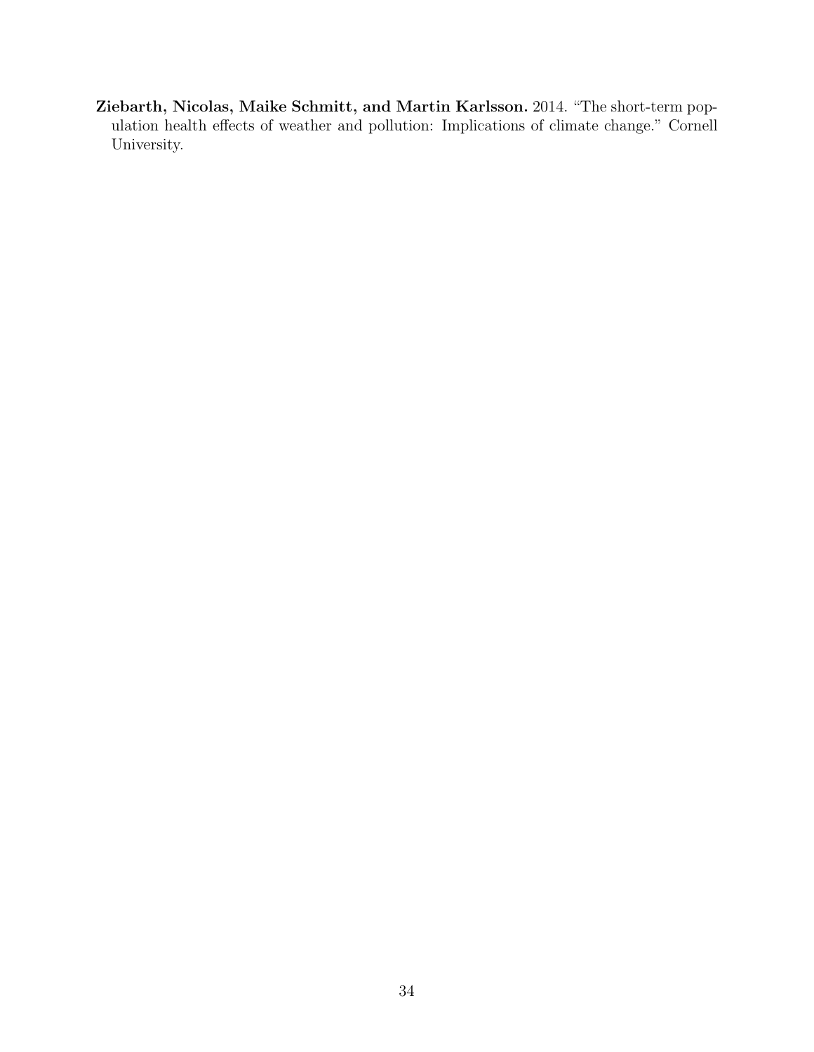**Ziebarth, Nicolas, Maike Schmitt, and Martin Karlsson.** 2014. "The short-term population health effects of weather and pollution: Implications of climate change." Cornell University.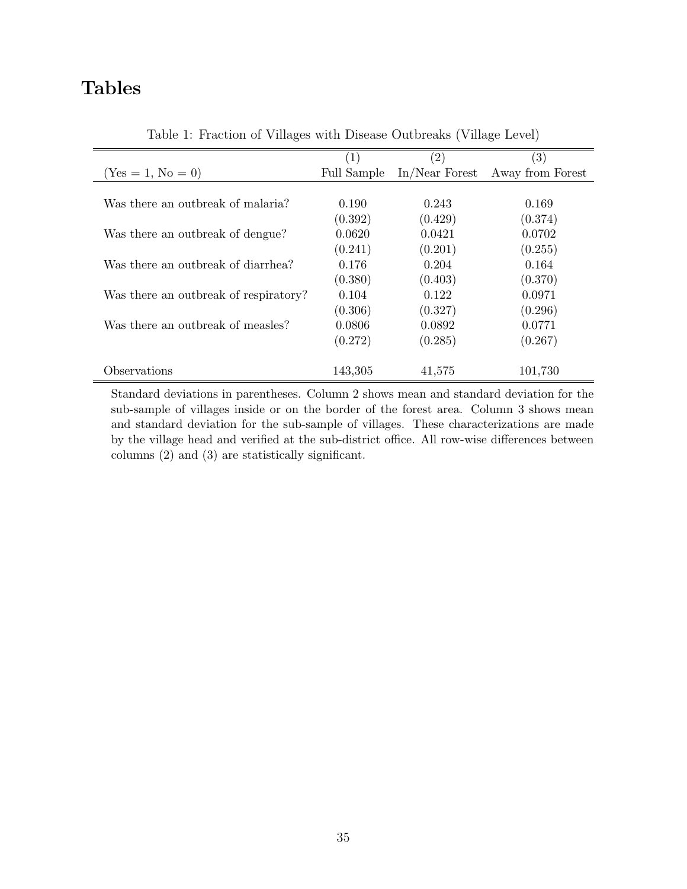# Tables

Table 1: Fraction of Villages with Disease Outbreaks (Village Level)

| | (1) | (2) | (3) |
|---|---|---|---|
| (Yes = 1, No = 0) | Full Sample | In/Near Forest | Away from Forest |
| Was there an outbreak of malaria? | 0.190 | 0.243 | 0.169 |
| | (0.392) | (0.429) | (0.374) |
| Was there an outbreak of dengue? | 0.0620 | 0.0421 | 0.0702 |
| | (0.241) | (0.201) | (0.255) |
| Was there an outbreak of diarrhea? | 0.176 | 0.204 | 0.164 |
| | (0.380) | (0.403) | (0.370) |
| Was there an outbreak of respiratory? | 0.104 | 0.122 | 0.0971 |
| | (0.306) | (0.327) | (0.296) |
| Was there an outbreak of measles? | 0.0806 | 0.0892 | 0.0771 |
| | (0.272) | (0.285) | (0.267) |
| Observations | 143,305 | 41,575 | 101,730 |

Standard deviations in parentheses. Column 2 shows mean and standard deviation for the sub-sample of villages inside or on the border of the forest area. Column 3 shows mean and standard deviation for the sub-sample of villages. These characterizations are made by the village head and verified at the sub-district office. All row-wise differences between columns (2) and (3) are statistically significant.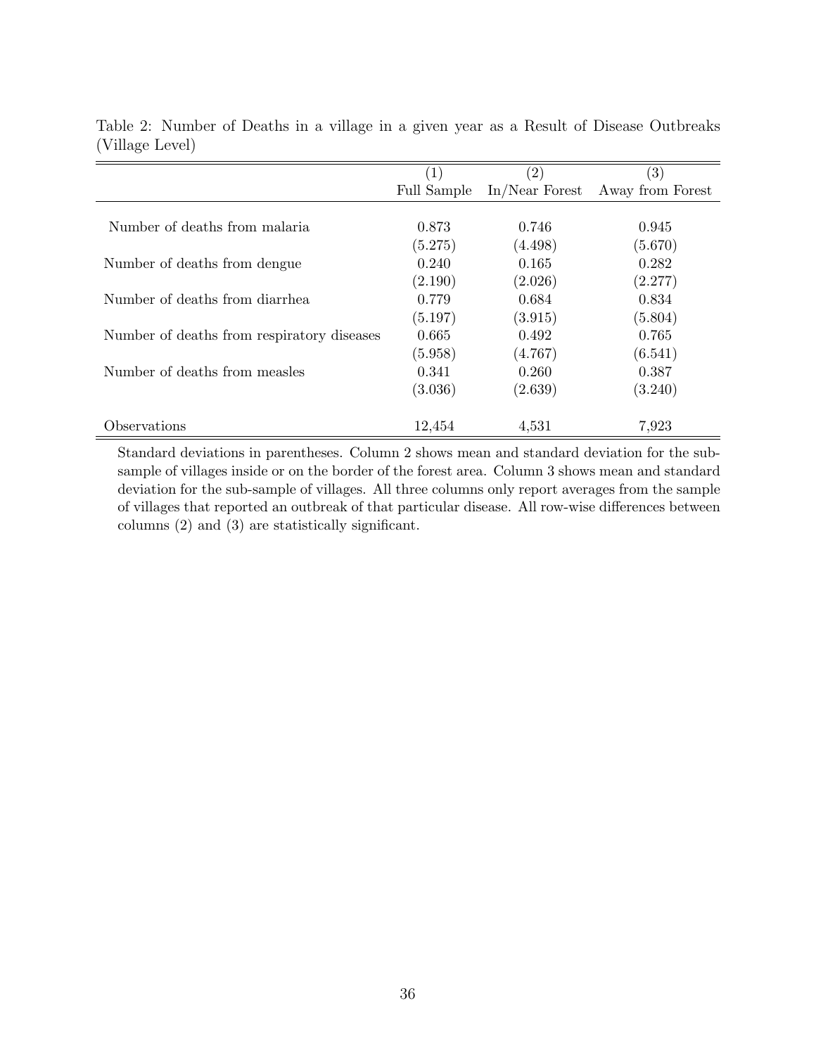Table 2: Number of Deaths in a village in a given year as a Result of Disease Outbreaks (Village Level)

| | (1) | (2) | (3) |
|---|---|---|---|
| | Full Sample | In/Near Forest | Away from Forest |
| Number of deaths from malaria | 0.873 | 0.746 | 0.945 |
| | (5.275) | (4.498) | (5.670) |
| Number of deaths from dengue | 0.240 | 0.165 | 0.282 |
| | (2.190) | (2.026) | (2.277) |
| Number of deaths from diarrhea | 0.779 | 0.684 | 0.834 |
| | (5.197) | (3.915) | (5.804) |
| Number of deaths from respiratory diseases | 0.665 | 0.492 | 0.765 |
| | (5.958) | (4.767) | (6.541) |
| Number of deaths from measles | 0.341 | 0.260 | 0.387 |
| | (3.036) | (2.639) | (3.240) |
| Observations | 12,454 | 4,531 | 7,923 |

Standard deviations in parentheses. Column 2 shows mean and standard deviation for the sub-sample of villages inside or on the border of the forest area. Column 3 shows mean and standard deviation for the sub-sample of villages. All three columns only report averages from the sample of villages that reported an outbreak of that particular disease. All row-wise differences between columns (2) and (3) are statistically significant.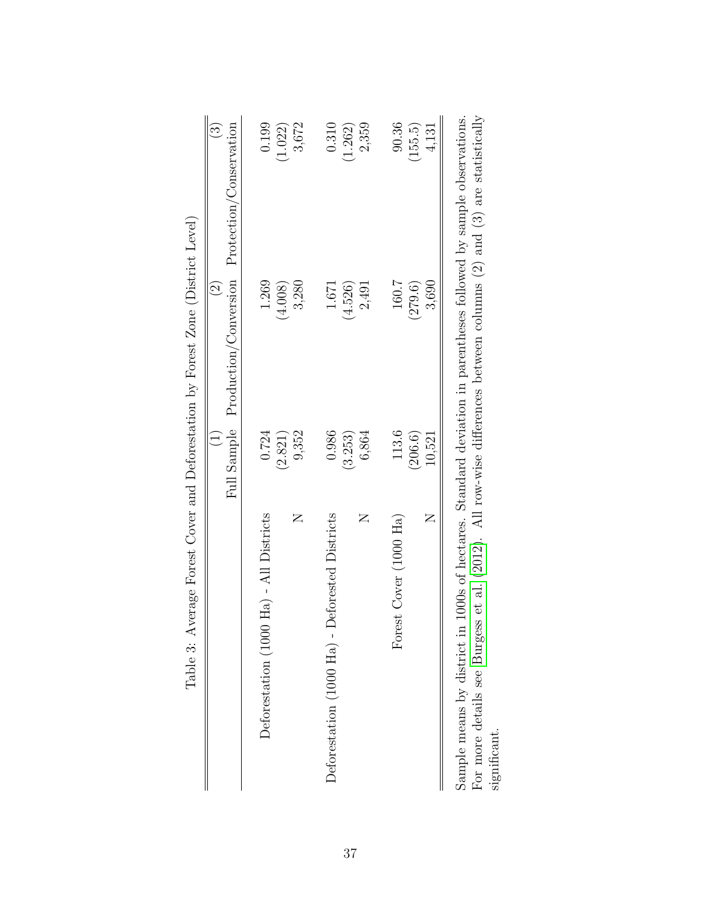Table 3: Average Forest Cover and Deforestation by Forest Zone (District Level)

| | (1) Full Sample | (2) Production/Conversion | (3) Protection/Conservation |
|---|---|---|---|
| Deforestation (1000 Ha) - All Districts | 0.724 | 1.269 | 0.199 |
| | (2.821) | (4.008) | (1.022) |
| N | 9,352 | 3,280 | 3,672 |
| Deforestation (1000 Ha) - Deforested Districts | 0.986 | 1.671 | 0.310 |
| | (3.253) | (4.526) | (1.262) |
| N | 6,864 | 2,491 | 2,359 |
| Forest Cover (1000 Ha) | 113.6 | 160.7 | 90.36 |
| | (206.6) | (279.6) | (155.5) |
| N | 10,521 | 3,690 | 4,131 |

Sample means by district in 1000s of hectares. Standard deviation in parentheses followed by sample observations. For more details see Burgess et al. (2012). All row-wise differences between columns (2) and (3) are statistically significant.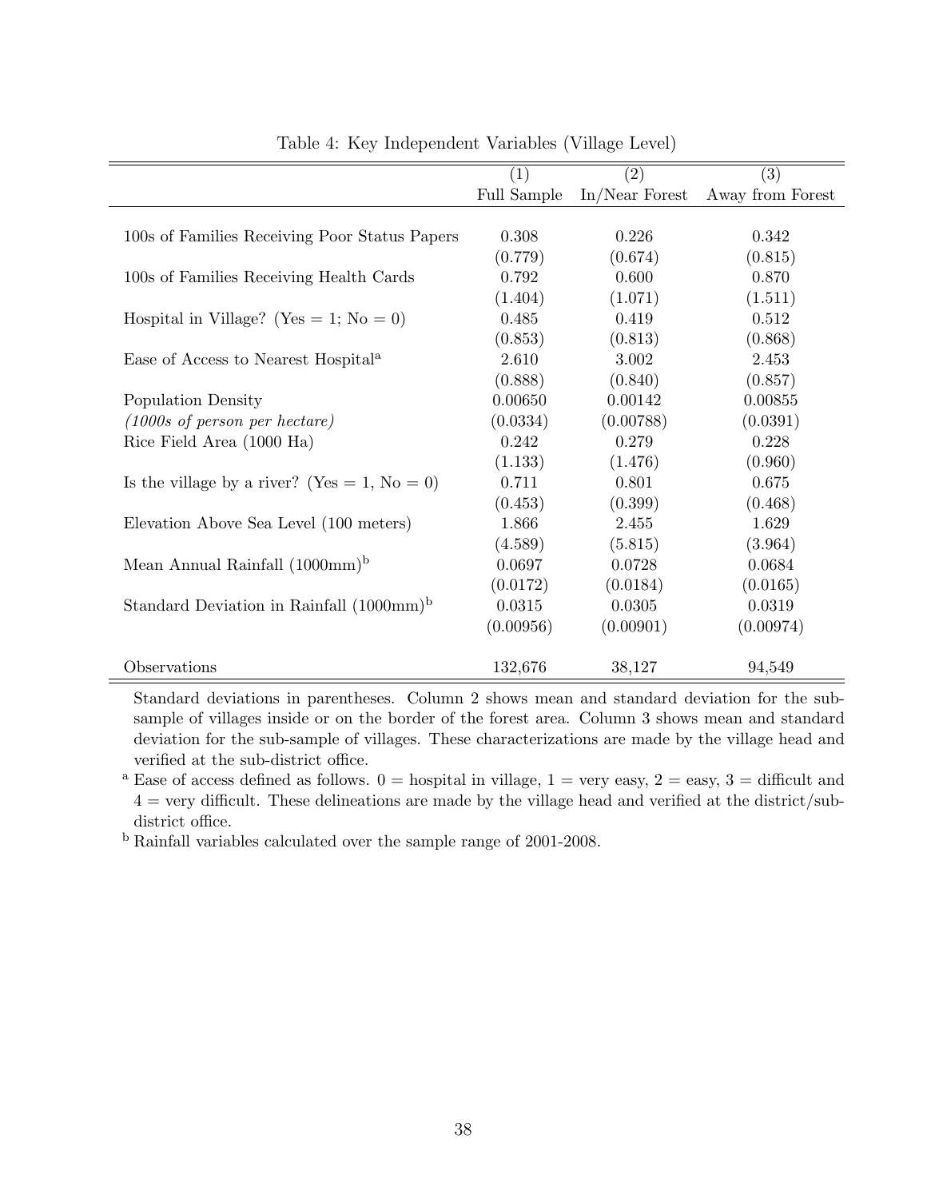Table 4: Key Independent Variables (Village Level)

| | (1) | (2) | (3) |
|---|---|---|---|
| | Full Sample | In/Near Forest | Away from Forest |
| 100s of Families Receiving Poor Status Papers | 0.308 | 0.226 | 0.342 |
| | (0.779) | (0.674) | (0.815) |
| 100s of Families Receiving Health Cards | 0.792 | 0.600 | 0.870 |
| | (1.404) | (1.071) | (1.511) |
| Hospital in Village? (Yes = 1; No = 0) | 0.485 | 0.419 | 0.512 |
| | (0.853) | (0.813) | (0.868) |
| Ease of Access to Nearest Hospital[a] | 2.610 | 3.002 | 2.453 |
| | (0.888) | (0.840) | (0.857) |
| Population Density | 0.00650 | 0.00142 | 0.00855 |
| *(1000s of person per hectare)* | (0.0334) | (0.00788) | (0.0391) |
| Rice Field Area (1000 Ha) | 0.242 | 0.279 | 0.228 |
| | (1.133) | (1.476) | (0.960) |
| Is the village by a river? (Yes = 1, No = 0) | 0.711 | 0.801 | 0.675 |
| | (0.453) | (0.399) | (0.468) |
| Elevation Above Sea Level (100 meters) | 1.866 | 2.455 | 1.629 |
| | (4.589) | (5.815) | (3.964) |
| Mean Annual Rainfall (1000mm)[b] | 0.0697 | 0.0728 | 0.0684 |
| | (0.0172) | (0.0184) | (0.0165) |
| Standard Deviation in Rainfall (1000mm)[b] | 0.0315 | 0.0305 | 0.0319 |
| | (0.00956) | (0.00901) | (0.00974) |
| Observations | 132,676 | 38,127 | 94,549 |

Standard deviations in parentheses. Column 2 shows mean and standard deviation for the sub-sample of villages inside or on the border of the forest area. Column 3 shows mean and standard deviation for the sub-sample of villages. These characterizations are made by the village head and verified at the sub-district office.

[a] Ease of access defined as follows. 0 = hospital in village, 1 = very easy, 2 = easy, 3 = difficult and 4 = very difficult. These delineations are made by the village head and verified at the district/sub-district office.

[b] Rainfall variables calculated over the sample range of 2001-2008.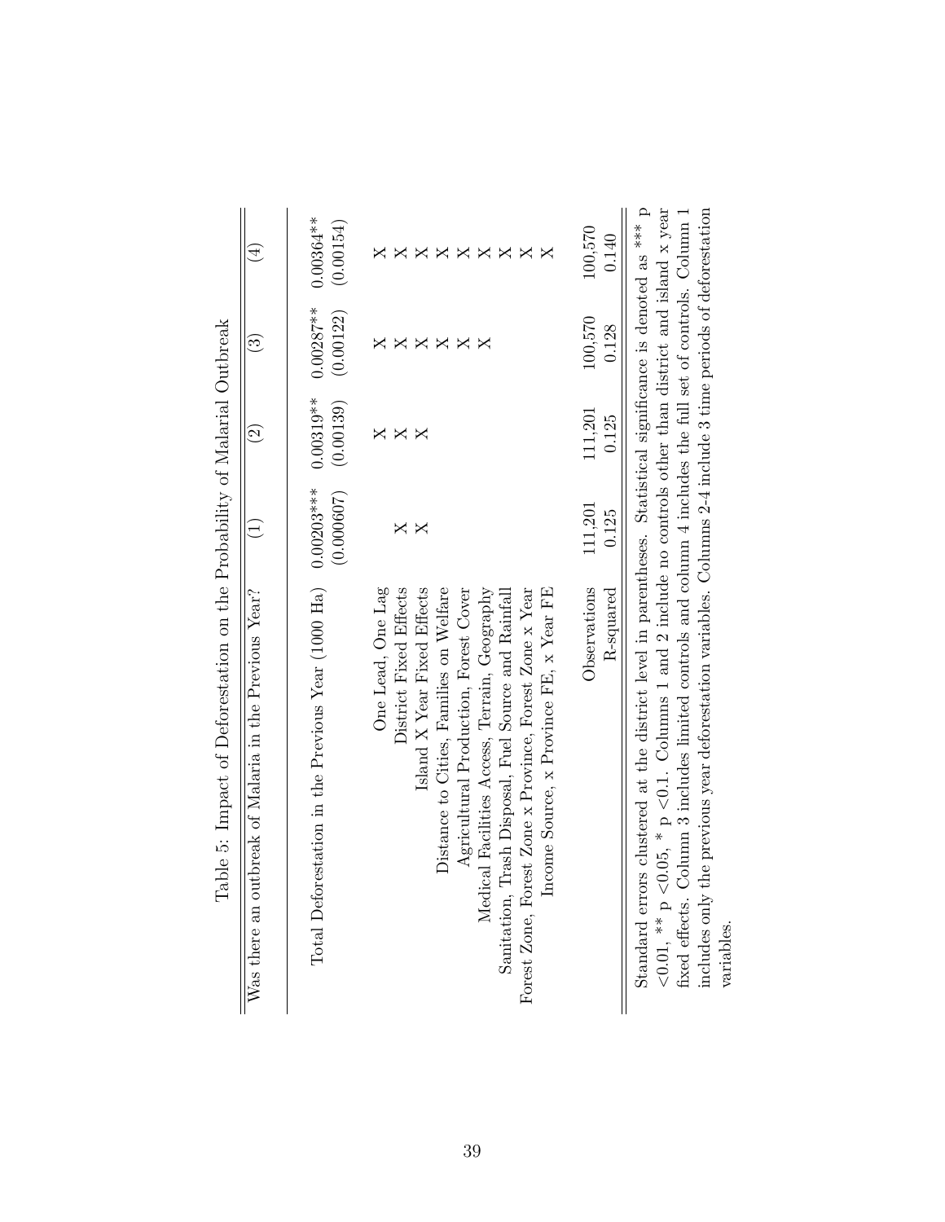Table 5: Impact of Deforestation on the Probability of Malarial Outbreak

| Was there an outbreak of Malaria in the Previous Year? | (1) | (2) | (3) | (4) |
|---|---|---|---|---|
| Total Deforestation in the Previous Year (1000 Ha) | 0.00203*** | 0.00319** | 0.00287** | 0.00364** |
| | (0.000607) | (0.00139) | (0.00122) | (0.00154) |
| One Lead, One Lag | | X | X | X |
| District Fixed Effects | X | X | X | X |
| Island X Year Fixed Effects | X | X | X | X |
| Distance to Cities, Families on Welfare | | | X | X |
| Agricultural Production, Forest Cover | | | X | X |
| Medical Facilities Access, Terrain, Geography | | | X | X |
| Sanitation, Trash Disposal, Fuel Source and Rainfall | | | | X |
| Forest Zone, Forest Zone x Province, Forest Zone x Year | | | | X |
| Income Source, x Province FE, x Year FE | | | | X |
| Observations | 111,201 | 111,201 | 100,570 | 100,570 |
| R-squared | 0.125 | 0.125 | 0.128 | 0.140 |

Standard errors clustered at the district level in parentheses. Statistical significance is denoted as *** p <0.01, ** p <0.05, * p <0.1. Columns 1 and 2 include no controls other than district and island x year fixed effects. Column 3 includes limited controls and column 4 includes the full set of controls. Column 1 includes only the previous year deforestation variables. Columns 2-4 include 3 time periods of deforestation variables.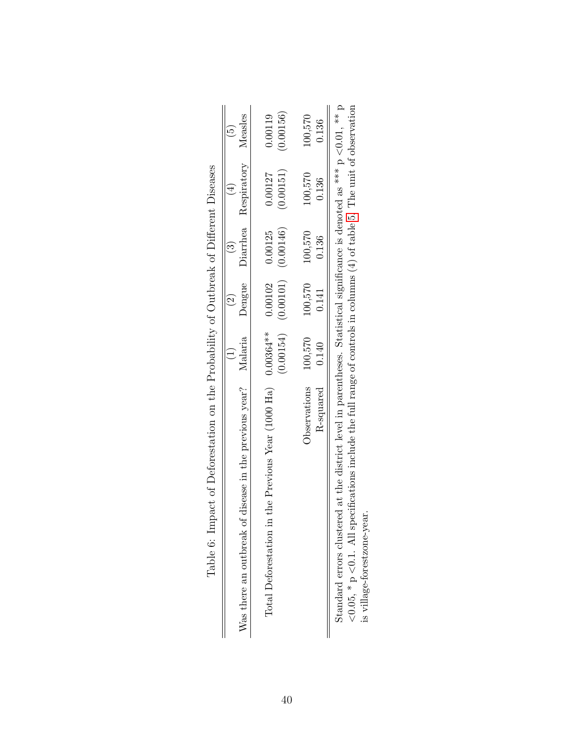Table 6: Impact of Deforestation on the Probability of Outbreak of Different Diseases

| | (1) | (2) | (3) | (4) | (5) |
|---|---|---|---|---|---|
| Was there an outbreak of disease in the previous year? | Malaria | Dengue | Diarrhea | Respiratory | Measles |
| Total Deforestation in the Previous Year (1000 Ha) | 0.00364** | 0.00102 | 0.00125 | 0.00127 | 0.00119 |
| | (0.00154) | (0.00101) | (0.00146) | (0.00151) | (0.00156) |
| Observations | 100,570 | 100,570 | 100,570 | 100,570 | 100,570 |
| R-squared | 0.140 | 0.141 | 0.136 | 0.136 | 0.136 |

Standard errors clustered at the district level in parentheses. Statistical significance is denoted as *** p <0.01, ** p <0.05, * p <0.1. All specifications include the full range of controls in columns (4) of table 5. The unit of observation is village-forestzone-year.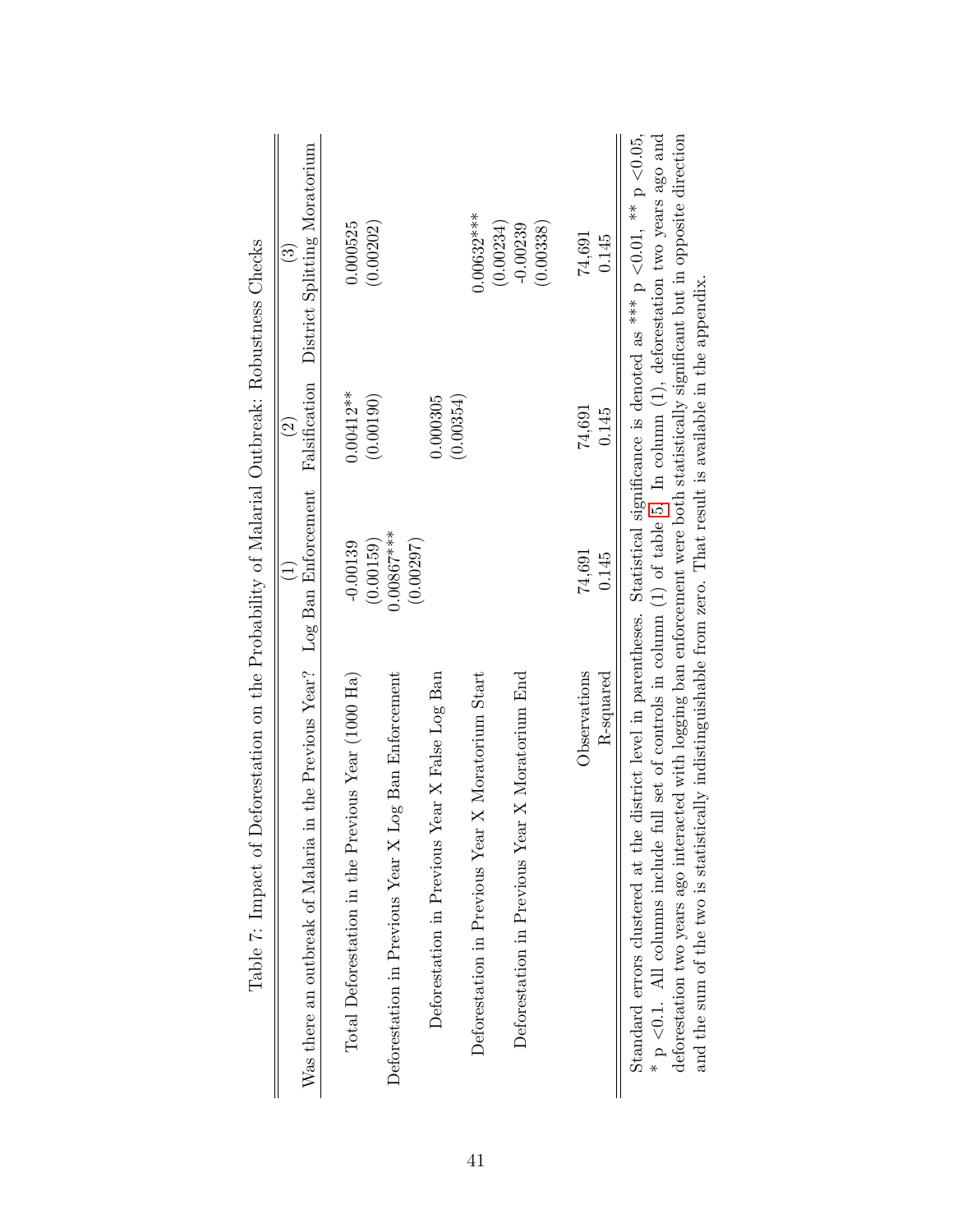Table 7: Impact of Deforestation on the Probability of Malarial Outbreak: Robustness Checks

| Was there an outbreak of Malaria in the Previous Year? | (1) Log Ban Enforcement | (2) Falsification | (3) District Splitting Moratorium |
|---|---|---|---|
| Total Deforestation in the Previous Year (1000 Ha) | -0.00139 | 0.00412** | 0.000525 |
| | (0.00159) | (0.00190) | (0.00202) |
| Deforestation in Previous Year X Log Ban Enforcement | 0.00867*** | | |
| | (0.00297) | | |
| Deforestation in Previous Year X False Log Ban | | 0.000305 | |
| | | (0.00354) | |
| Deforestation in Previous Year X Moratorium Start | | | 0.00632*** |
| | | | (0.00234) |
| Deforestation in Previous Year X Moratorium End | | | -0.00239 |
| | | | (0.00338) |
| Observations | 74,691 | 74,691 | 74,691 |
| R-squared | 0.145 | 0.145 | 0.145 |

Standard errors clustered at the district level in parentheses. Statistical significance is denoted as *** p <0.01, ** p <0.05, * p <0.1. All columns include full set of controls in column (1) of table 5. In column (1), deforestation two years ago and deforestation two years ago interacted with logging ban enforcement were both statistically significant but in opposite direction and the sum of the two is statistically indistinguishable from zero. That result is available in the appendix.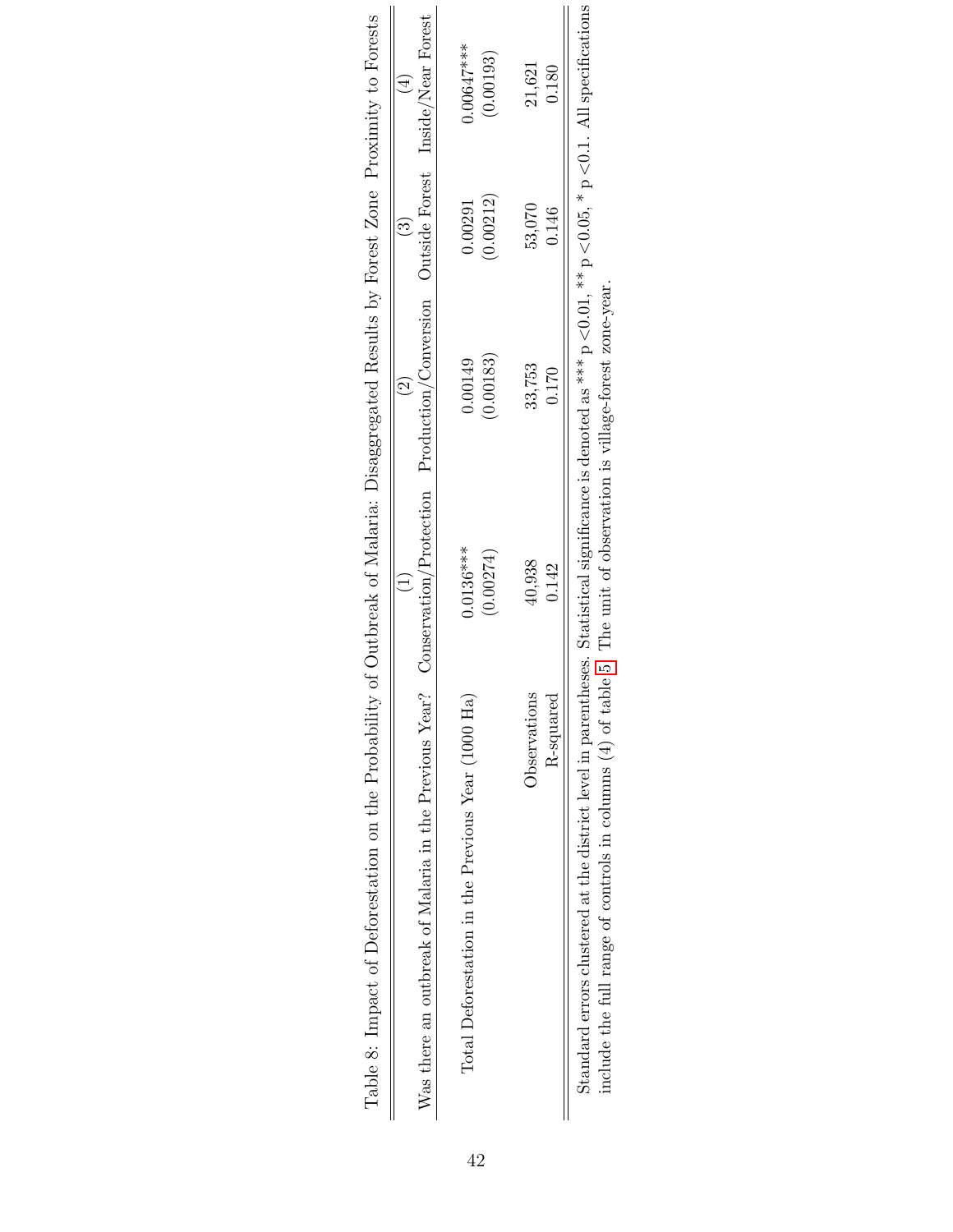Table 8: Impact of Deforestation on the Probability of Outbreak of Malaria: Disaggregated Results by Forest Zone Proximity to Forests

| Was there an outbreak of Malaria in the Previous Year? | (1) Conservation/Protection | (2) Production/Conversion | (3) Outside Forest | (4) Inside/Near Forest |
|---|---|---|---|---|
| Total Deforestation in the Previous Year (1000 Ha) | 0.0136*** | 0.00149 | 0.00291 | 0.00647*** |
| | (0.00274) | (0.00183) | (0.00212) | (0.00193) |
| Observations | 40,938 | 33,753 | 53,070 | 21,621 |
| R-squared | 0.142 | 0.170 | 0.146 | 0.180 |

Standard errors clustered at the district level in parentheses. Statistical significance is denoted as *** p <0.01, ** p <0.05, * p <0.1. All specifications include the full range of controls in columns (4) of table 5. The unit of observation is village-forest zone-year.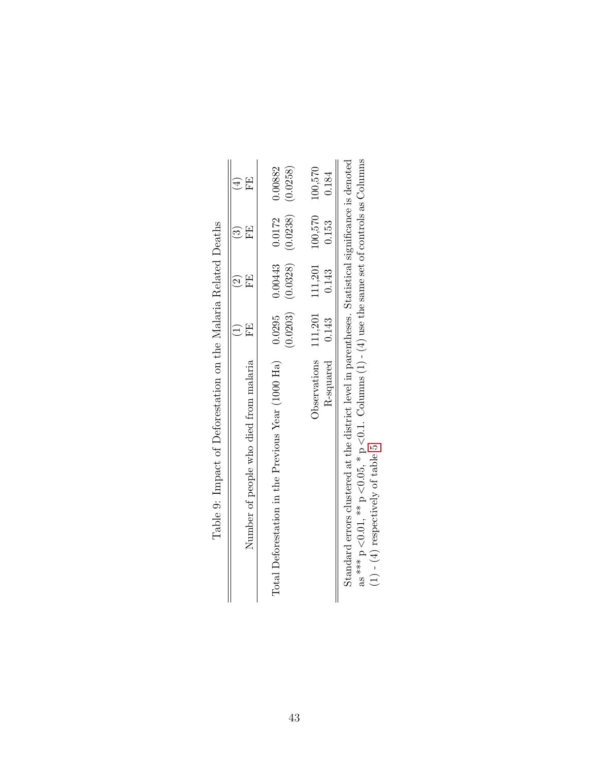Table 9: Impact of Deforestation on the Malaria Related Deaths

| Number of people who died from malaria | (1) FE | (2) FE | (3) FE | (4) FE |
|---|---|---|---|---|
| Total Deforestation in the Previous Year (1000 Ha) | 0.0295 | 0.00443 | 0.0172 | 0.00882 |
| | (0.0203) | (0.0328) | (0.0238) | (0.0258) |
| Observations | 111,201 | 111,201 | 100,570 | 100,570 |
| R-squared | 0.143 | 0.143 | 0.153 | 0.184 |

Standard errors clustered at the district level in parentheses. Statistical significance is denoted as *** $p < 0.01$, ** $p < 0.05$, * $p < 0.1$. Columns (1) - (4) use the same set of controls as Columns (1) - (4) respectively of table 5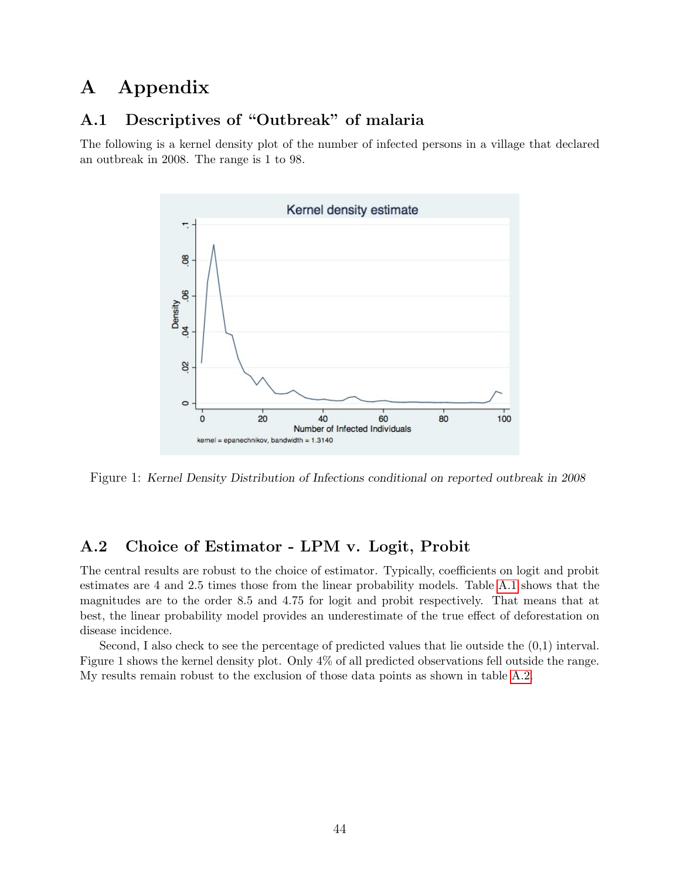# A Appendix

## A.1 Descriptives of "Outbreak" of malaria

The following is a kernel density plot of the number of infected persons in a village that declared an outbreak in 2008. The range is 1 to 98.

Figure 1: *Kernel Density Distribution of Infections conditional on reported outbreak in 2008*

## A.2 Choice of Estimator - LPM v. Logit, Probit

The central results are robust to the choice of estimator. Typically, coefficients on logit and probit estimates are 4 and 2.5 times those from the linear probability models. Table A.1 shows that the magnitudes are to the order 8.5 and 4.75 for logit and probit respectively. That means that at best, the linear probability model provides an underestimate of the true effect of deforestation on disease incidence.

Second, I also check to see the percentage of predicted values that lie outside the (0,1) interval. Figure 1 shows the kernel density plot. Only 4% of all predicted observations fell outside the range. My results remain robust to the exclusion of those data points as shown in table A.2.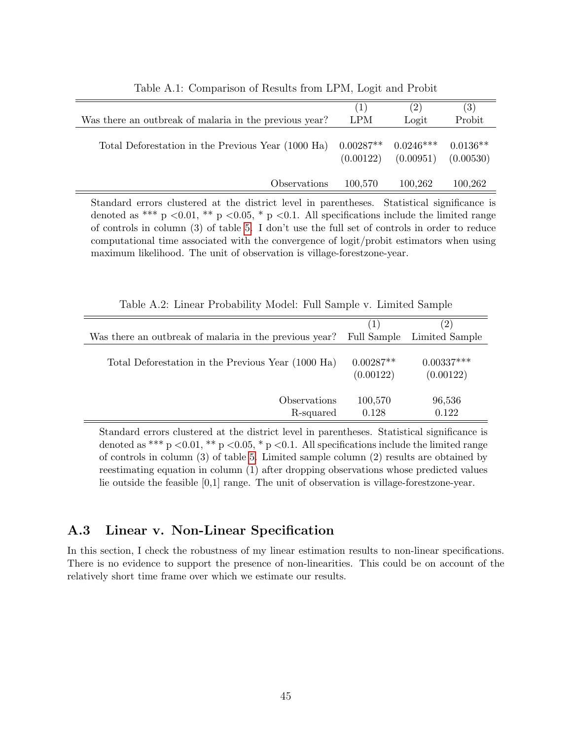Table A.1: Comparison of Results from LPM, Logit and Probit

| Was there an outbreak of malaria in the previous year? | (1) LPM | (2) Logit | (3) Probit |
|---|---|---|---|
| Total Deforestation in the Previous Year (1000 Ha) | 0.00287** | 0.0246*** | 0.0136** |
| | (0.00122) | (0.00951) | (0.00530) |
| Observations | 100,570 | 100,262 | 100,262 |

Standard errors clustered at the district level in parentheses. Statistical significance is denoted as *** p <0.01, ** p <0.05, * p <0.1. All specifications include the limited range of controls in column (3) of table 5. I don't use the full set of controls in order to reduce computational time associated with the convergence of logit/probit estimators when using maximum likelihood. The unit of observation is village-forestzone-year.

Table A.2: Linear Probability Model: Full Sample v. Limited Sample

| Was there an outbreak of malaria in the previous year? | (1) Full Sample | (2) Limited Sample |
|---|---|---|
| Total Deforestation in the Previous Year (1000 Ha) | 0.00287** | 0.00337*** |
| | (0.00122) | (0.00122) |
| Observations | 100,570 | 96,536 |
| R-squared | 0.128 | 0.122 |

Standard errors clustered at the district level in parentheses. Statistical significance is denoted as *** p <0.01, ** p <0.05, * p <0.1. All specifications include the limited range of controls in column (3) of table 5. Limited sample column (2) results are obtained by reestimating equation in column (1) after dropping observations whose predicted values lie outside the feasible [0,1] range. The unit of observation is village-forestzone-year.

## A.3 Linear v. Non-Linear Specification

In this section, I check the robustness of my linear estimation results to non-linear specifications. There is no evidence to support the presence of non-linearities. This could be on account of the relatively short time frame over which we estimate our results.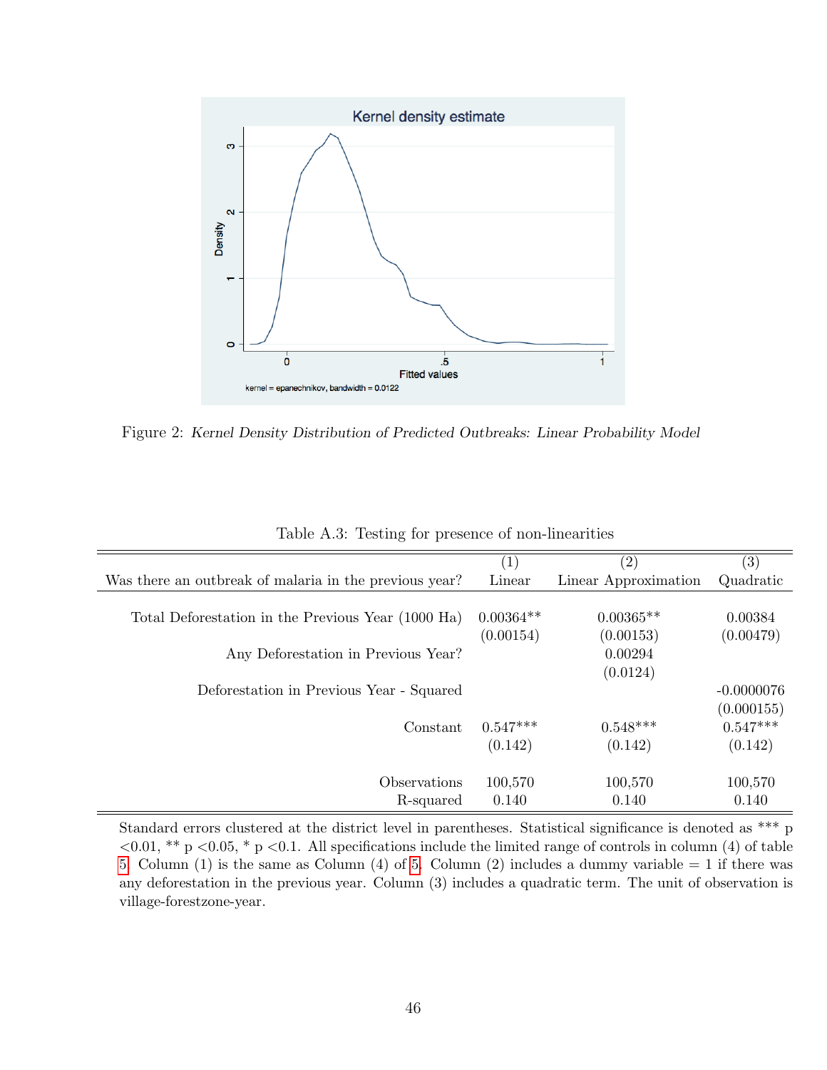Figure 2: *Kernel Density Distribution of Predicted Outbreaks: Linear Probability Model*

Table A.3: Testing for presence of non-linearities

| Was there an outbreak of malaria in the previous year? | (1) Linear | (2) Linear Approximation | (3) Quadratic |
|---|---|---|---|
| Total Deforestation in the Previous Year (1000 Ha) | 0.00364** | 0.00365** | 0.00384 |
| | (0.00154) | (0.00153) | (0.00479) |
| Any Deforestation in Previous Year? | | 0.00294 | |
| | | (0.0124) | |
| Deforestation in Previous Year - Squared | | | -0.0000076 |
| | | | (0.000155) |
| Constant | 0.547*** | 0.548*** | 0.547*** |
| | (0.142) | (0.142) | (0.142) |
| Observations | 100,570 | 100,570 | 100,570 |
| R-squared | 0.140 | 0.140 | 0.140 |

Standard errors clustered at the district level in parentheses. Statistical significance is denoted as *** p <0.01, ** p <0.05, * p <0.1. All specifications include the limited range of controls in column (4) of table 5. Column (1) is the same as Column (4) of 5. Column (2) includes a dummy variable = 1 if there was any deforestation in the previous year. Column (3) includes a quadratic term. The unit of observation is village-forestzone-year.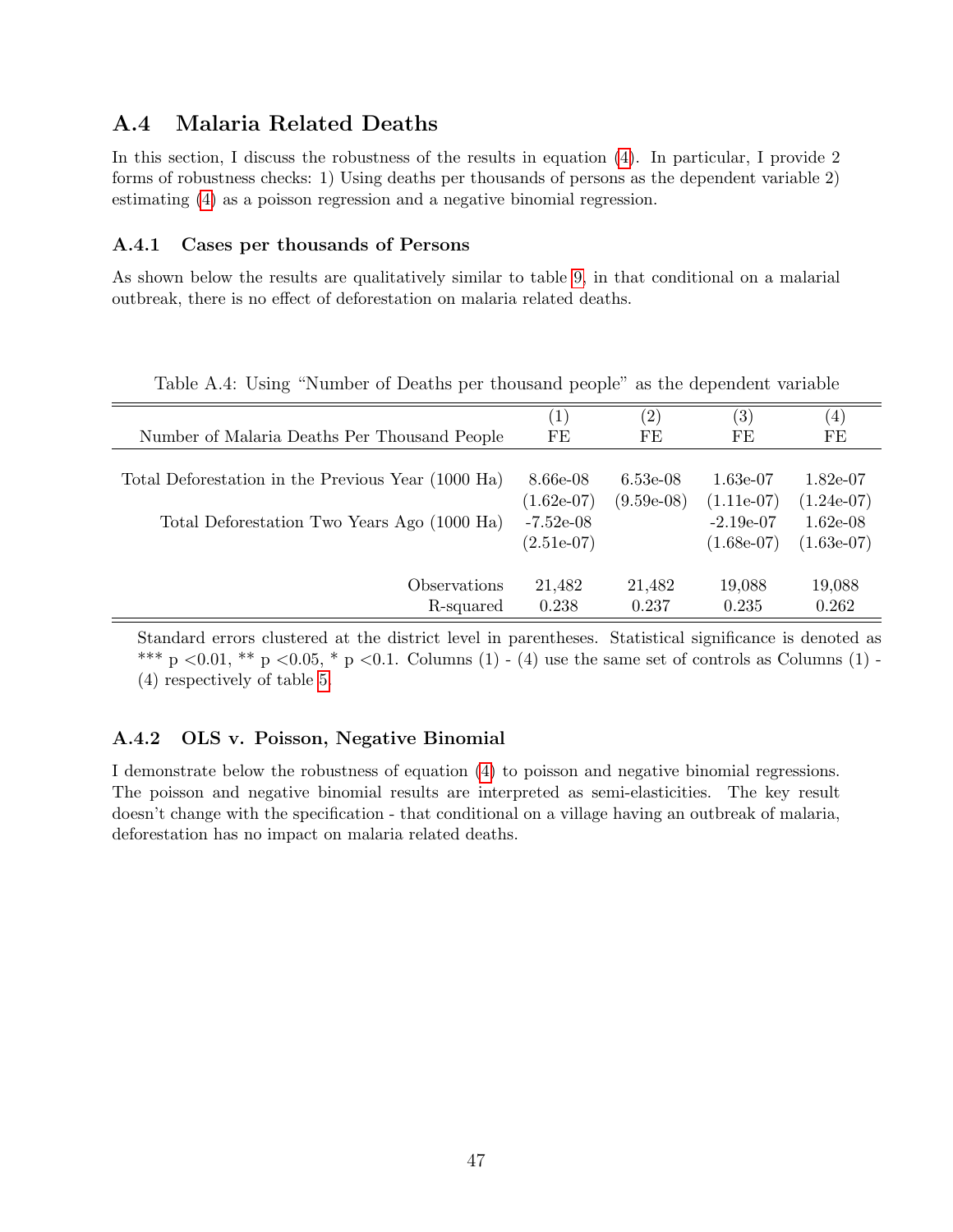## A.4 Malaria Related Deaths

In this section, I discuss the robustness of the results in equation (4). In particular, I provide 2 forms of robustness checks: 1) Using deaths per thousands of persons as the dependent variable 2) estimating (4) as a poisson regression and a negative binomial regression.

### A.4.1 Cases per thousands of Persons

As shown below the results are qualitatively similar to table 9, in that conditional on a malarial outbreak, there is no effect of deforestation on malaria related deaths.

Table A.4: Using "Number of Deaths per thousand people" as the dependent variable

| Number of Malaria Deaths Per Thousand People | (1)<br>FE | (2)<br>FE | (3)<br>FE | (4)<br>FE |
|---|---|---|---|---|
| Total Deforestation in the Previous Year (1000 Ha) | 8.66e-08 | 6.53e-08 | 1.63e-07 | 1.82e-07 |
| | (1.62e-07) | (9.59e-08) | (1.11e-07) | (1.24e-07) |
| Total Deforestation Two Years Ago (1000 Ha) | -7.52e-08 | | -2.19e-07 | 1.62e-08 |
| | (2.51e-07) | | (1.68e-07) | (1.63e-07) |
| Observations | 21,482 | 21,482 | 19,088 | 19,088 |
| R-squared | 0.238 | 0.237 | 0.235 | 0.262 |

Standard errors clustered at the district level in parentheses. Statistical significance is denoted as *** p <0.01, ** p <0.05, * p <0.1. Columns (1) - (4) use the same set of controls as Columns (1) - (4) respectively of table 5.

### A.4.2 OLS v. Poisson, Negative Binomial

I demonstrate below the robustness of equation (4) to poisson and negative binomial regressions. The poisson and negative binomial results are interpreted as semi-elasticities. The key result doesn't change with the specification - that conditional on a village having an outbreak of malaria, deforestation has no impact on malaria related deaths.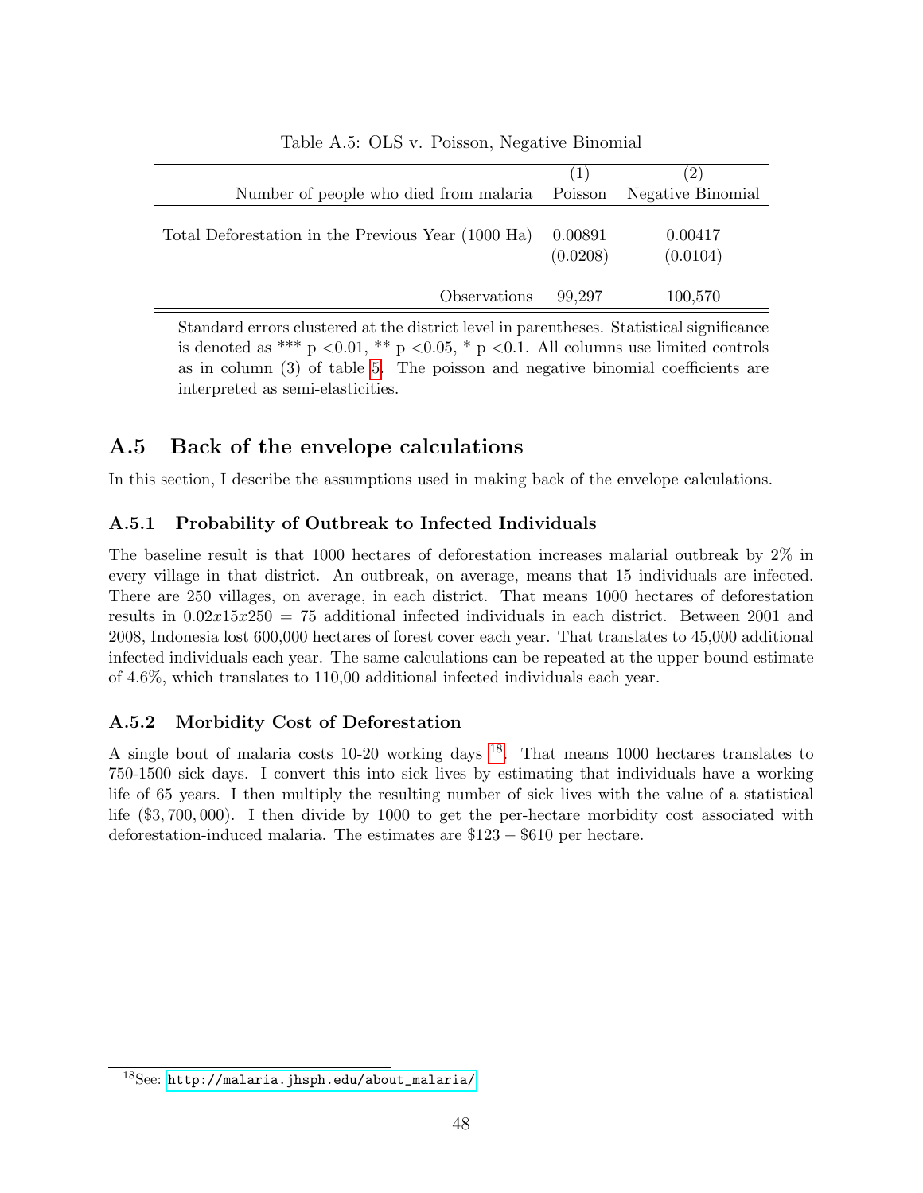Table A.5: OLS v. Poisson, Negative Binomial

| | (1) | (2) |
|---|---|---|
| Number of people who died from malaria | Poisson | Negative Binomial |
| Total Deforestation in the Previous Year (1000 Ha) | 0.00891 | 0.00417 |
| | (0.0208) | (0.0104) |
| Observations | 99,297 | 100,570 |

Standard errors clustered at the district level in parentheses. Statistical significance is denoted as *** p <0.01, ** p <0.05, * p <0.1. All columns use limited controls as in column (3) of table 5. The poisson and negative binomial coefficients are interpreted as semi-elasticities.

## A.5 Back of the envelope calculations

In this section, I describe the assumptions used in making back of the envelope calculations.

### A.5.1 Probability of Outbreak to Infected Individuals

The baseline result is that 1000 hectares of deforestation increases malarial outbreak by 2% in every village in that district. An outbreak, on average, means that 15 individuals are infected. There are 250 villages, on average, in each district. That means 1000 hectares of deforestation results in $0.02x15x250 = 75$ additional infected individuals in each district. Between 2001 and 2008, Indonesia lost 600,000 hectares of forest cover each year. That translates to 45,000 additional infected individuals each year. The same calculations can be repeated at the upper bound estimate of 4.6%, which translates to 110,00 additional infected individuals each year.

### A.5.2 Morbidity Cost of Deforestation

A single bout of malaria costs 10-20 working days [18]. That means 1000 hectares translates to 750-1500 sick days. I convert this into sick lives by estimating that individuals have a working life of 65 years. I then multiply the resulting number of sick lives with the value of a statistical life ($\$3,700,000$). I then divide by 1000 to get the per-hectare morbidity cost associated with deforestation-induced malaria. The estimates are $\$123 - \$610$ per hectare.

[18] See: http://malaria.jhsph.edu/about_malaria/